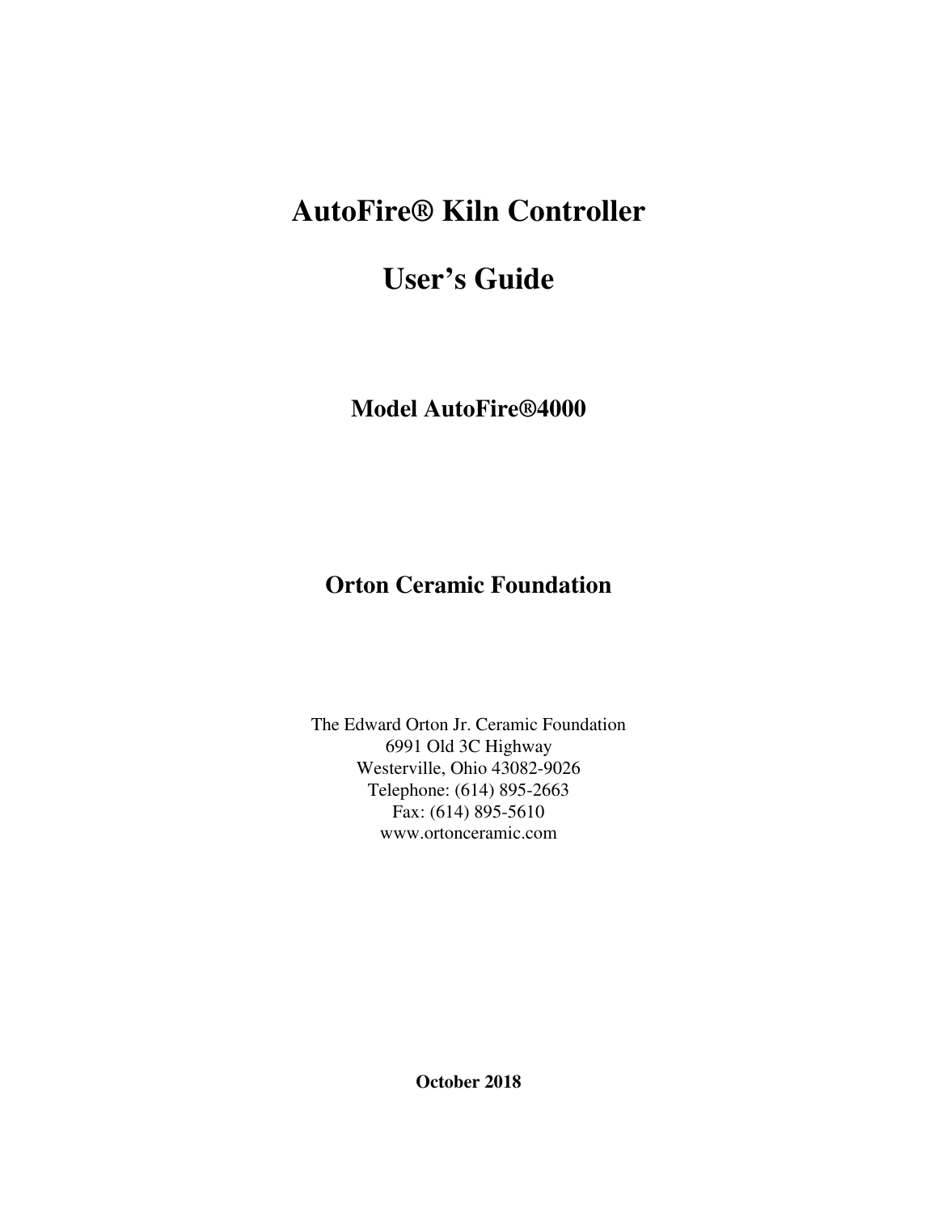# AutoFire® Kiln Controller

# User's Guide

## Model AutoFire®4000

## Orton Ceramic Foundation

The Edward Orton Jr. Ceramic Foundation
6991 Old 3C Highway
Westerville, Ohio 43082-9026
Telephone: (614) 895-2663
Fax: (614) 895-5610
www.ortonceramic.com

**October 2018**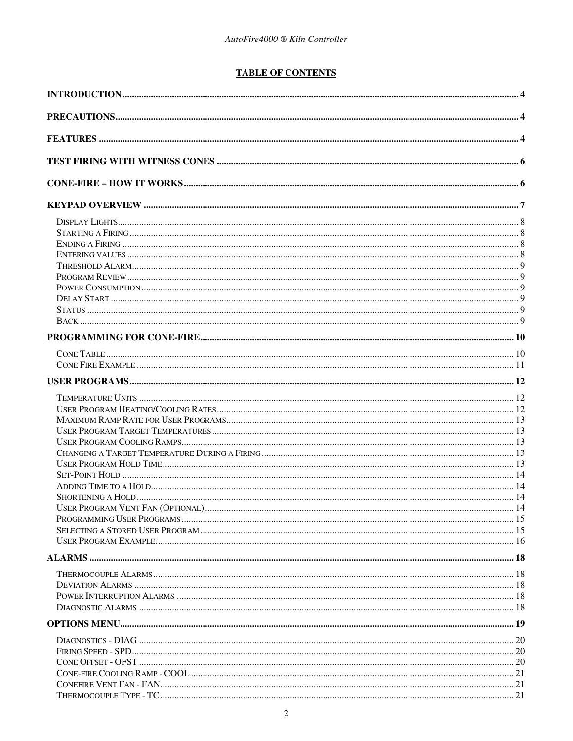## TABLE OF CONTENTS

**INTRODUCTION** ........ 4

**PRECAUTIONS** ........ 4

**FEATURES** ........ 4

**TEST FIRING WITH WITNESS CONES** ........ 6

**CONE-FIRE – HOW IT WORKS** ........ 6

**KEYPAD OVERVIEW** ........ 7

- Display Lights ........ 8
- Starting a Firing ........ 8
- Ending a Firing ........ 8
- Entering values ........ 8
- Threshold Alarm ........ 9
- Program Review ........ 9
- Power Consumption ........ 9
- Delay Start ........ 9
- Status ........ 9
- Back ........ 9

**PROGRAMMING FOR CONE-FIRE** ........ 10

- Cone Table ........ 10
- Cone Fire Example ........ 11

**USER PROGRAMS** ........ 12

- Temperature Units ........ 12
- User Program Heating/Cooling Rates ........ 12
- Maximum Ramp Rate for User Programs ........ 13
- User Program Target Temperatures ........ 13
- User Program Cooling Ramps ........ 13
- Changing a Target Temperature During a Firing ........ 13
- User Program Hold Time ........ 13
- Set-Point Hold ........ 14
- Adding Time to a Hold ........ 14
- Shortening a Hold ........ 14
- User Program Vent Fan (Optional) ........ 14
- Programming User Programs ........ 15
- Selecting a Stored User Program ........ 15
- User Program Example ........ 16

**ALARMS** ........ 18

- Thermocouple Alarms ........ 18
- Deviation Alarms ........ 18
- Power Interruption Alarms ........ 18
- Diagnostic Alarms ........ 18

**OPTIONS MENU** ........ 19

- Diagnostics - DIAG ........ 20
- Firing Speed - SPD ........ 20
- Cone Offset - OFST ........ 20
- Cone-fire Cooling Ramp - COOL ........ 21
- Conefire Vent Fan - FAN ........ 21
- Thermocouple Type - TC ........ 21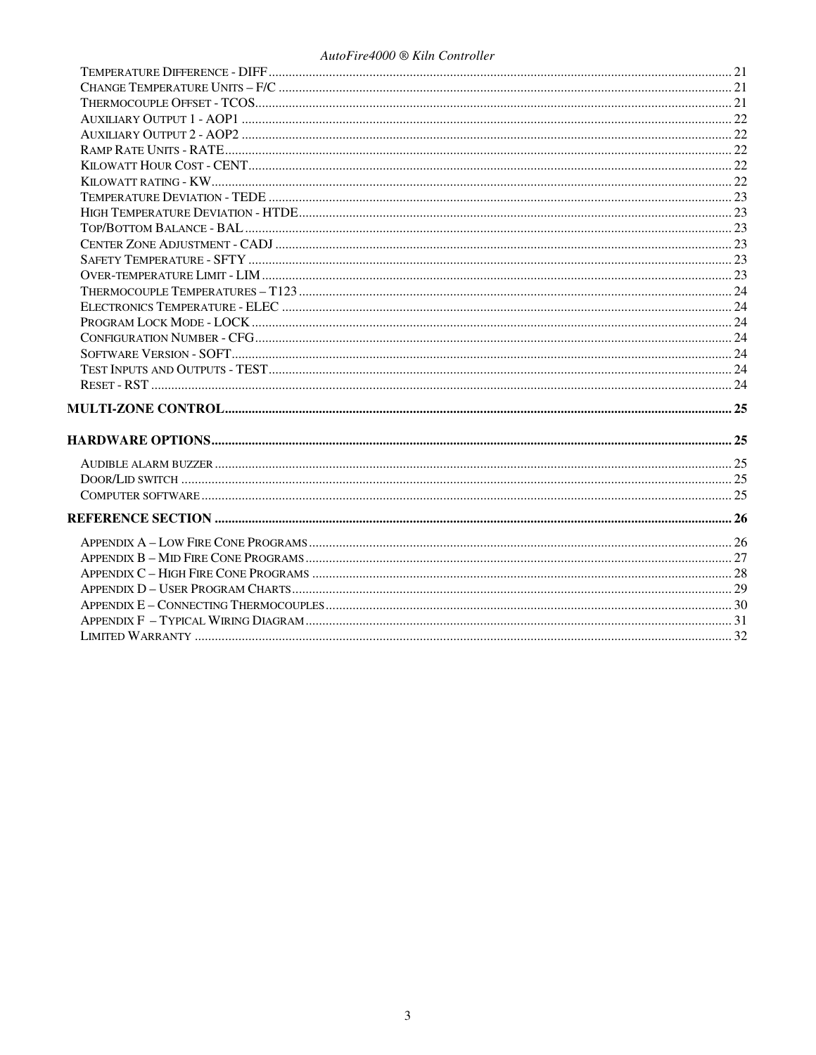Temperature Difference - DIFF ........ 21
Change Temperature Units – F/C ........ 21
Thermocouple Offset - TCOS ........ 21
Auxiliary Output 1 - AOP1 ........ 22
Auxiliary Output 2 - AOP2 ........ 22
Ramp Rate Units - RATE ........ 22
Kilowatt Hour Cost - CENT ........ 22
Kilowatt rating - KW ........ 22
Temperature Deviation - TEDE ........ 23
High Temperature Deviation - HTDE ........ 23
Top/Bottom Balance - BAL ........ 23
Center Zone Adjustment - CADJ ........ 23
Safety Temperature - SFTY ........ 23
Over-temperature Limit - LIM ........ 23
Thermocouple Temperatures – T123 ........ 24
Electronics Temperature - ELEC ........ 24
Program Lock Mode - LOCK ........ 24
Configuration Number - CFG ........ 24
Software Version - SOFT ........ 24
Test Inputs and Outputs - TEST ........ 24
Reset - RST ........ 24

**MULTI-ZONE CONTROL** ........ 25

**HARDWARE OPTIONS** ........ 25

Audible alarm buzzer ........ 25
Door/Lid switch ........ 25
Computer software ........ 25

**REFERENCE SECTION** ........ 26

Appendix A – Low Fire Cone Programs ........ 26
Appendix B – Mid Fire Cone Programs ........ 27
Appendix C – High Fire Cone Programs ........ 28
Appendix D – User Program Charts ........ 29
Appendix E – Connecting Thermocouples ........ 30
Appendix F – Typical Wiring Diagram ........ 31
Limited Warranty ........ 32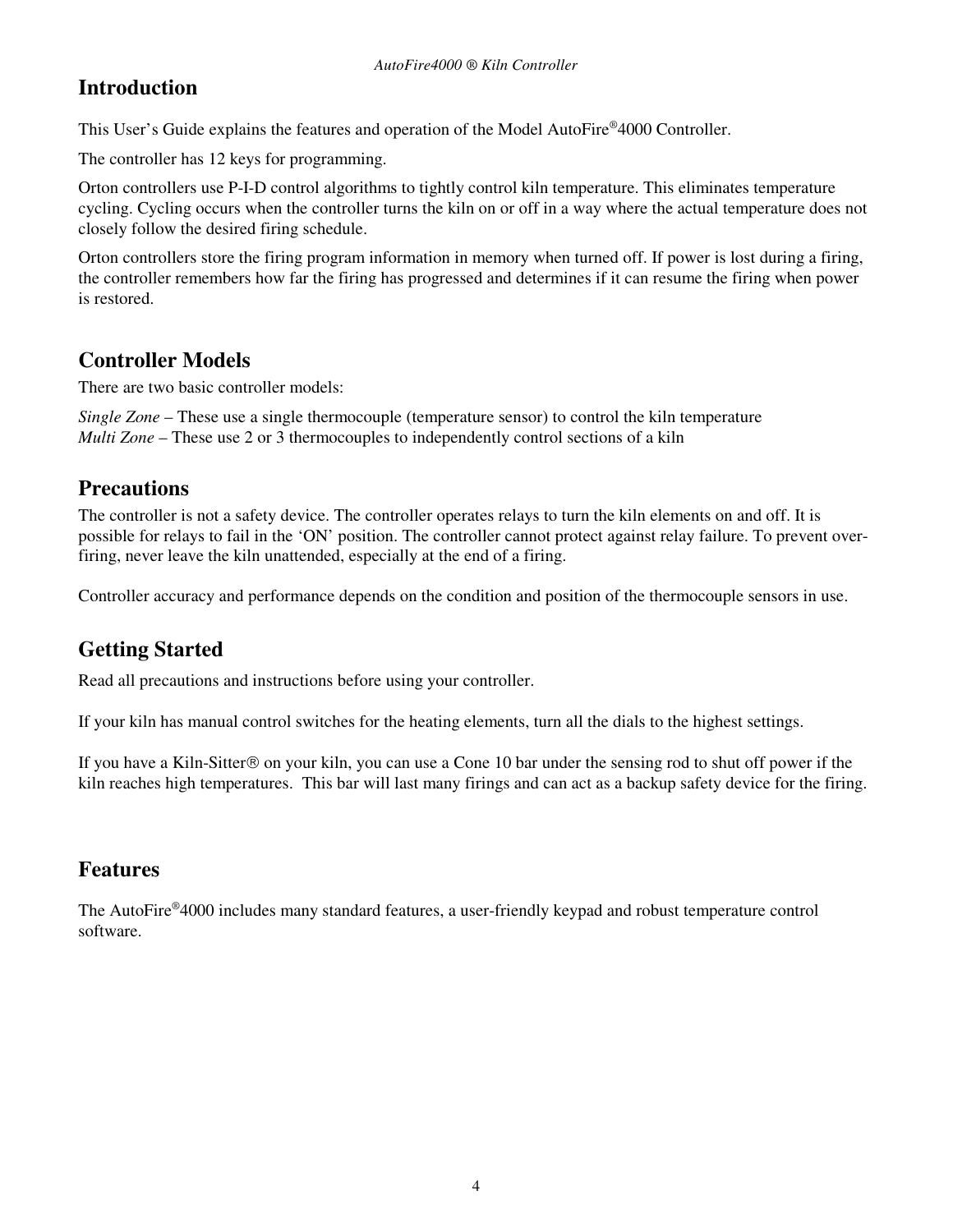# Introduction

This User's Guide explains the features and operation of the Model AutoFire®4000 Controller.

The controller has 12 keys for programming.

Orton controllers use P-I-D control algorithms to tightly control kiln temperature. This eliminates temperature cycling. Cycling occurs when the controller turns the kiln on or off in a way where the actual temperature does not closely follow the desired firing schedule.

Orton controllers store the firing program information in memory when turned off. If power is lost during a firing, the controller remembers how far the firing has progressed and determines if it can resume the firing when power is restored.

# Controller Models

There are two basic controller models:

*Single Zone* – These use a single thermocouple (temperature sensor) to control the kiln temperature
*Multi Zone* – These use 2 or 3 thermocouples to independently control sections of a kiln

# Precautions

The controller is not a safety device. The controller operates relays to turn the kiln elements on and off. It is possible for relays to fail in the 'ON' position. The controller cannot protect against relay failure. To prevent over-firing, never leave the kiln unattended, especially at the end of a firing.

Controller accuracy and performance depends on the condition and position of the thermocouple sensors in use.

# Getting Started

Read all precautions and instructions before using your controller.

If your kiln has manual control switches for the heating elements, turn all the dials to the highest settings.

If you have a Kiln-Sitter® on your kiln, you can use a Cone 10 bar under the sensing rod to shut off power if the kiln reaches high temperatures. This bar will last many firings and can act as a backup safety device for the firing.

# Features

The AutoFire®4000 includes many standard features, a user-friendly keypad and robust temperature control software.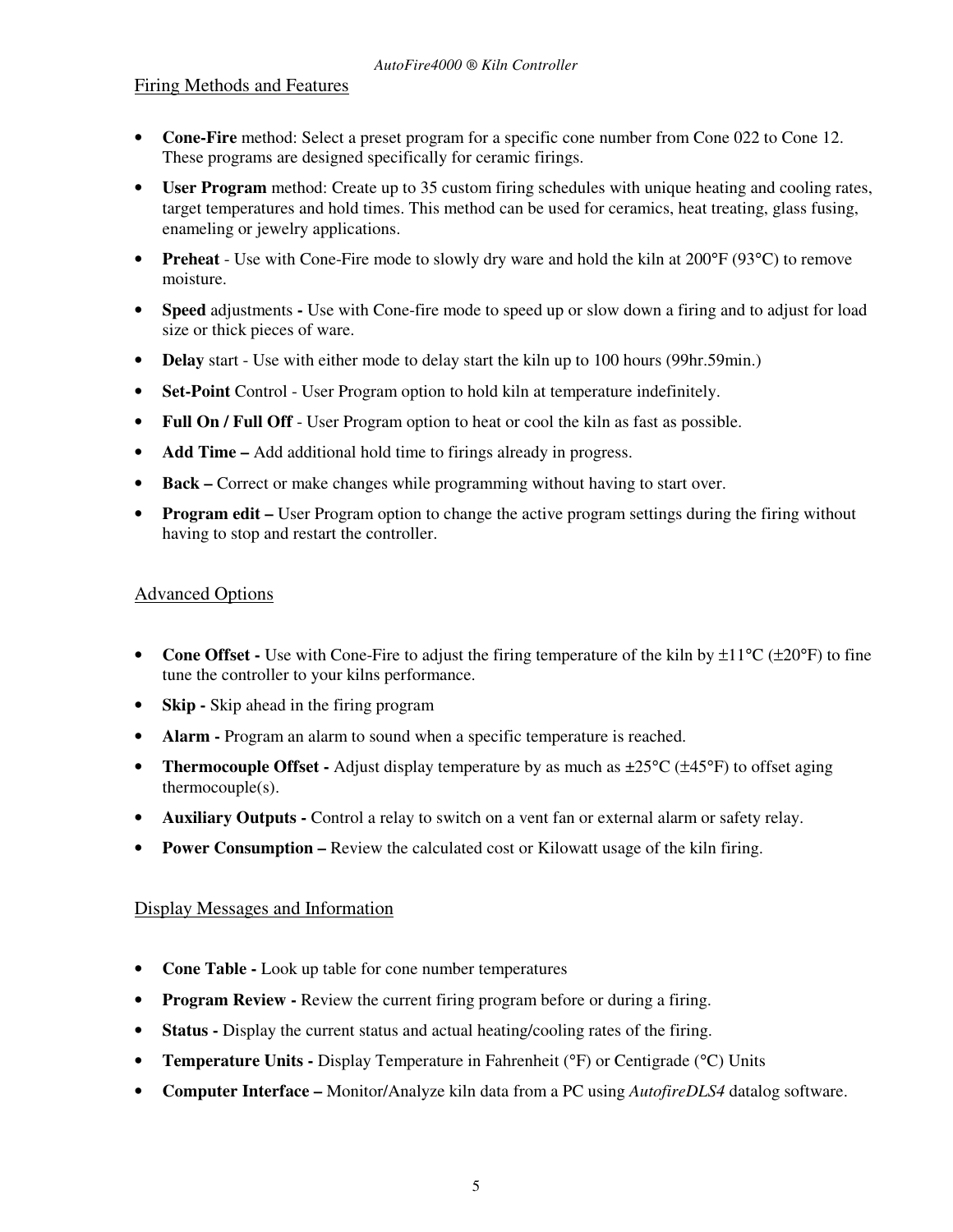## Firing Methods and Features

- **Cone-Fire** method: Select a preset program for a specific cone number from Cone 022 to Cone 12. These programs are designed specifically for ceramic firings.
- **User Program** method: Create up to 35 custom firing schedules with unique heating and cooling rates, target temperatures and hold times. This method can be used for ceramics, heat treating, glass fusing, enameling or jewelry applications.
- **Preheat** - Use with Cone-Fire mode to slowly dry ware and hold the kiln at 200°F (93°C) to remove moisture.
- **Speed** adjustments **-** Use with Cone-fire mode to speed up or slow down a firing and to adjust for load size or thick pieces of ware.
- **Delay** start - Use with either mode to delay start the kiln up to 100 hours (99hr.59min.)
- **Set-Point** Control - User Program option to hold kiln at temperature indefinitely.
- **Full On / Full Off** - User Program option to heat or cool the kiln as fast as possible.
- **Add Time –** Add additional hold time to firings already in progress.
- **Back –** Correct or make changes while programming without having to start over.
- **Program edit –** User Program option to change the active program settings during the firing without having to stop and restart the controller.

## Advanced Options

- **Cone Offset -** Use with Cone-Fire to adjust the firing temperature of the kiln by ±11°C (±20°F) to fine tune the controller to your kilns performance.
- **Skip -** Skip ahead in the firing program
- **Alarm -** Program an alarm to sound when a specific temperature is reached.
- **Thermocouple Offset -** Adjust display temperature by as much as ±25°C (±45°F) to offset aging thermocouple(s).
- **Auxiliary Outputs -** Control a relay to switch on a vent fan or external alarm or safety relay.
- **Power Consumption –** Review the calculated cost or Kilowatt usage of the kiln firing.

## Display Messages and Information

- **Cone Table -** Look up table for cone number temperatures
- **Program Review -** Review the current firing program before or during a firing.
- **Status -** Display the current status and actual heating/cooling rates of the firing.
- **Temperature Units -** Display Temperature in Fahrenheit (°F) or Centigrade (°C) Units
- **Computer Interface –** Monitor/Analyze kiln data from a PC using *AutofireDLS4* datalog software.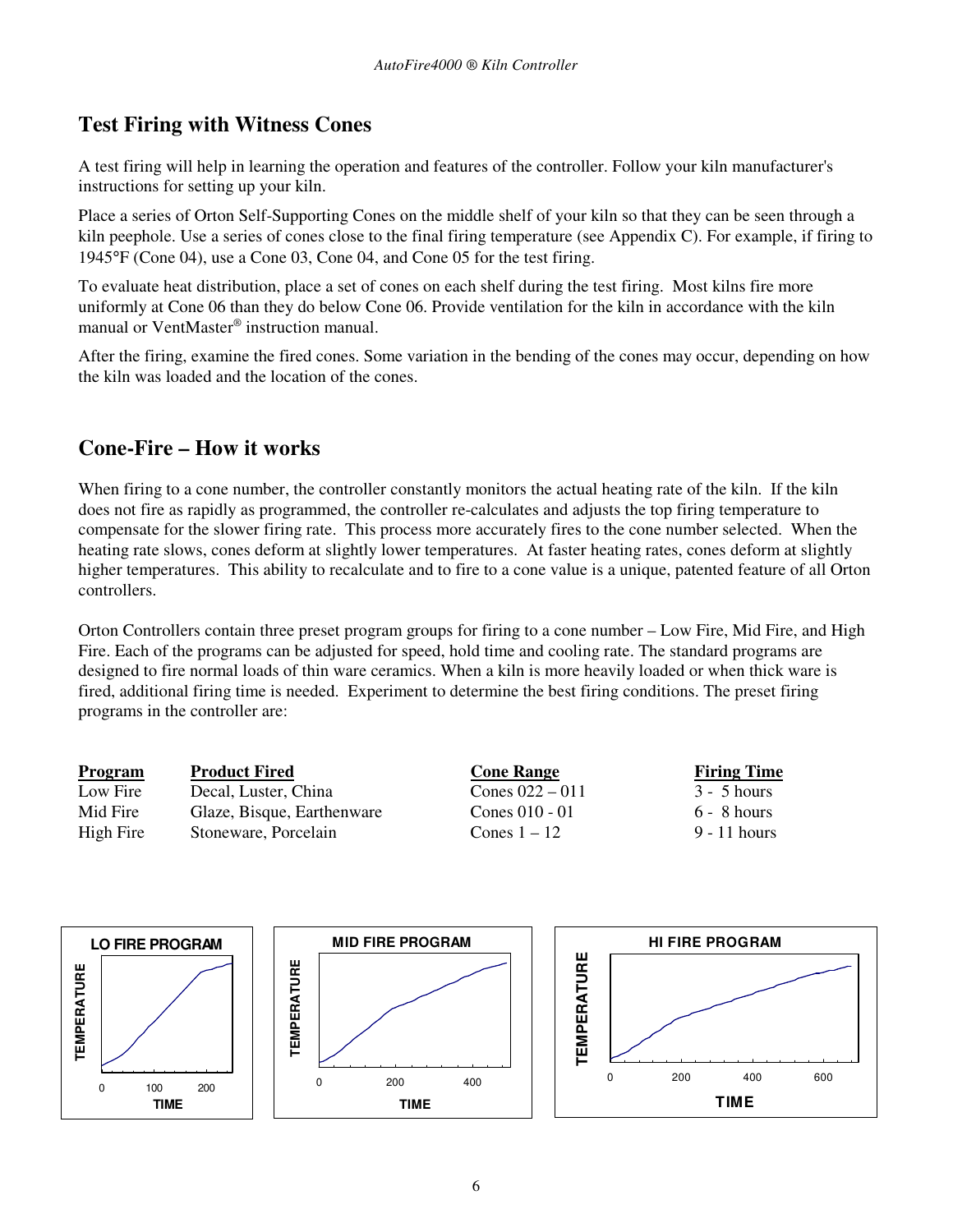## Test Firing with Witness Cones

A test firing will help in learning the operation and features of the controller. Follow your kiln manufacturer's instructions for setting up your kiln.

Place a series of Orton Self-Supporting Cones on the middle shelf of your kiln so that they can be seen through a kiln peephole. Use a series of cones close to the final firing temperature (see Appendix C). For example, if firing to 1945°F (Cone 04), use a Cone 03, Cone 04, and Cone 05 for the test firing.

To evaluate heat distribution, place a set of cones on each shelf during the test firing. Most kilns fire more uniformly at Cone 06 than they do below Cone 06. Provide ventilation for the kiln in accordance with the kiln manual or VentMaster® instruction manual.

After the firing, examine the fired cones. Some variation in the bending of the cones may occur, depending on how the kiln was loaded and the location of the cones.

## Cone-Fire – How it works

When firing to a cone number, the controller constantly monitors the actual heating rate of the kiln. If the kiln does not fire as rapidly as programmed, the controller re-calculates and adjusts the top firing temperature to compensate for the slower firing rate. This process more accurately fires to the cone number selected. When the heating rate slows, cones deform at slightly lower temperatures. At faster heating rates, cones deform at slightly higher temperatures. This ability to recalculate and to fire to a cone value is a unique, patented feature of all Orton controllers.

Orton Controllers contain three preset program groups for firing to a cone number – Low Fire, Mid Fire, and High Fire. Each of the programs can be adjusted for speed, hold time and cooling rate. The standard programs are designed to fire normal loads of thin ware ceramics. When a kiln is more heavily loaded or when thick ware is fired, additional firing time is needed. Experiment to determine the best firing conditions. The preset firing programs in the controller are:

| Program | Product Fired | Cone Range | Firing Time |
|---|---|---|---|
| Low Fire | Decal, Luster, China | Cones 022 – 011 | 3 - 5 hours |
| Mid Fire | Glaze, Bisque, Earthenware | Cones 010 - 01 | 6 - 8 hours |
| High Fire | Stoneware, Porcelain | Cones 1 – 12 | 9 - 11 hours |

LO FIRE PROGRAM — TEMPERATURE vs. TIME (0, 100, 200)

MID FIRE PROGRAM — TEMPERATURE vs. TIME (0, 200, 400)

HI FIRE PROGRAM — TEMPERATURE vs. TIME (0, 200, 400, 600)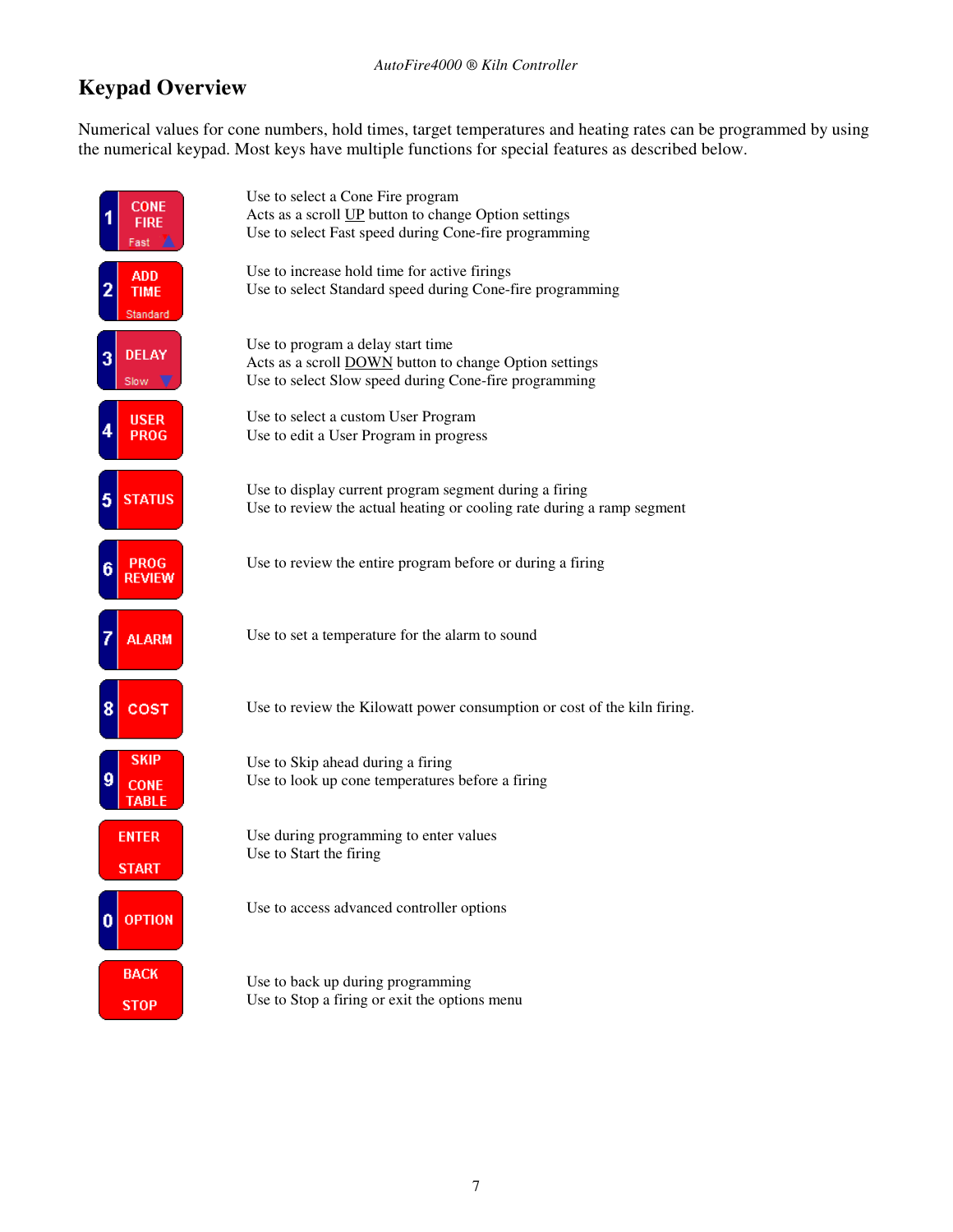## Keypad Overview

Numerical values for cone numbers, hold times, target temperatures and heating rates can be programmed by using the numerical keypad. Most keys have multiple functions for special features as described below.

| Key | Function |
| --- | --- |
| 1 CONE FIRE Fast ▲ | Use to select a Cone Fire program<br>Acts as a scroll UP button to change Option settings<br>Use to select Fast speed during Cone-fire programming |
| 2 ADD TIME Standard | Use to increase hold time for active firings<br>Use to select Standard speed during Cone-fire programming |
| 3 DELAY Slow ▼ | Use to program a delay start time<br>Acts as a scroll DOWN button to change Option settings<br>Use to select Slow speed during Cone-fire programming |
| 4 USER PROG | Use to select a custom User Program<br>Use to edit a User Program in progress |
| 5 STATUS | Use to display current program segment during a firing<br>Use to review the actual heating or cooling rate during a ramp segment |
| 6 PROG REVIEW | Use to review the entire program before or during a firing |
| 7 ALARM | Use to set a temperature for the alarm to sound |
| 8 COST | Use to review the Kilowatt power consumption or cost of the kiln firing. |
| 9 SKIP CONE TABLE | Use to Skip ahead during a firing<br>Use to look up cone temperatures before a firing |
| ENTER START | Use during programming to enter values<br>Use to Start the firing |
| 0 OPTION | Use to access advanced controller options |
| BACK STOP | Use to back up during programming<br>Use to Stop a firing or exit the options menu |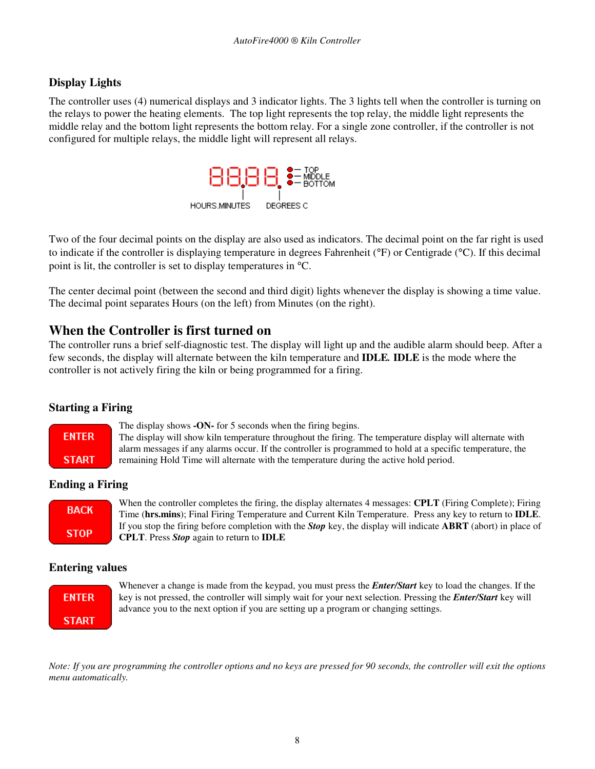## Display Lights

The controller uses (4) numerical displays and 3 indicator lights. The 3 lights tell when the controller is turning on the relays to power the heating elements. The top light represents the top relay, the middle light represents the middle relay and the bottom light represents the bottom relay. For a single zone controller, if the controller is not configured for multiple relays, the middle light will represent all relays.

TOP
MIDDLE
BOTTOM

HOURS.MINUTES DEGREES C

Two of the four decimal points on the display are also used as indicators. The decimal point on the far right is used to indicate if the controller is displaying temperature in degrees Fahrenheit (°F) or Centigrade (°C). If this decimal point is lit, the controller is set to display temperatures in °C.

The center decimal point (between the second and third digit) lights whenever the display is showing a time value. The decimal point separates Hours (on the left) from Minutes (on the right).

# When the Controller is first turned on

The controller runs a brief self-diagnostic test. The display will light up and the audible alarm should beep. After a few seconds, the display will alternate between the kiln temperature and **IDLE. IDLE** is the mode where the controller is not actively firing the kiln or being programmed for a firing.

## Starting a Firing

ENTER
START

The display shows **-ON-** for 5 seconds when the firing begins.
The display will show kiln temperature throughout the firing. The temperature display will alternate with alarm messages if any alarms occur. If the controller is programmed to hold at a specific temperature, the remaining Hold Time will alternate with the temperature during the active hold period.

## Ending a Firing

BACK
STOP

When the controller completes the firing, the display alternates 4 messages: **CPLT** (Firing Complete); Firing Time (**hrs.mins**); Final Firing Temperature and Current Kiln Temperature. Press any key to return to **IDLE**. If you stop the firing before completion with the ***Stop*** key, the display will indicate **ABRT** (abort) in place of **CPLT**. Press ***Stop*** again to return to **IDLE**

## Entering values

ENTER
START

Whenever a change is made from the keypad, you must press the ***Enter/Start*** key to load the changes. If the key is not pressed, the controller will simply wait for your next selection. Pressing the ***Enter/Start*** key will advance you to the next option if you are setting up a program or changing settings.

*Note: If you are programming the controller options and no keys are pressed for 90 seconds, the controller will exit the options menu automatically.*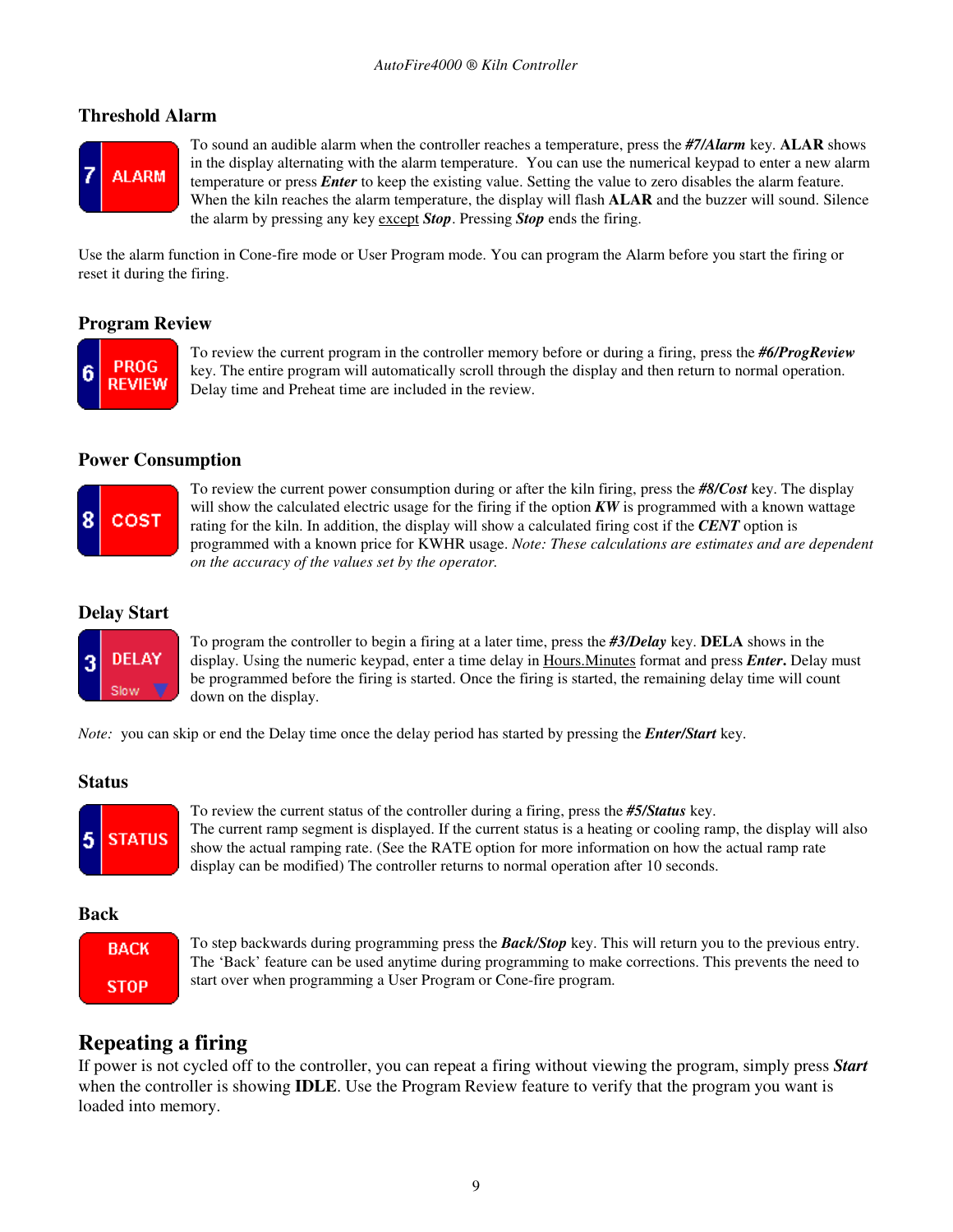## Threshold Alarm

To sound an audible alarm when the controller reaches a temperature, press the ***#7/Alarm*** key. **ALAR** shows in the display alternating with the alarm temperature. You can use the numerical keypad to enter a new alarm temperature or press ***Enter*** to keep the existing value. Setting the value to zero disables the alarm feature. When the kiln reaches the alarm temperature, the display will flash **ALAR** and the buzzer will sound. Silence the alarm by pressing any key except ***Stop***. Pressing ***Stop*** ends the firing.

Use the alarm function in Cone-fire mode or User Program mode. You can program the Alarm before you start the firing or reset it during the firing.

## Program Review

To review the current program in the controller memory before or during a firing, press the ***#6/ProgReview*** key. The entire program will automatically scroll through the display and then return to normal operation. Delay time and Preheat time are included in the review.

## Power Consumption

To review the current power consumption during or after the kiln firing, press the ***#8/Cost*** key. The display will show the calculated electric usage for the firing if the option ***KW*** is programmed with a known wattage rating for the kiln. In addition, the display will show a calculated firing cost if the ***CENT*** option is programmed with a known price for KWHR usage. *Note: These calculations are estimates and are dependent on the accuracy of the values set by the operator.*

## Delay Start

To program the controller to begin a firing at a later time, press the ***#3/Delay*** key. **DELA** shows in the display. Using the numeric keypad, enter a time delay in Hours.Minutes format and press ***Enter***. Delay must be programmed before the firing is started. Once the firing is started, the remaining delay time will count down on the display.

*Note:* you can skip or end the Delay time once the delay period has started by pressing the ***Enter/Start*** key.

## Status

To review the current status of the controller during a firing, press the ***#5/Status*** key.
The current ramp segment is displayed. If the current status is a heating or cooling ramp, the display will also show the actual ramping rate. (See the RATE option for more information on how the actual ramp rate display can be modified) The controller returns to normal operation after 10 seconds.

## Back

To step backwards during programming press the ***Back/Stop*** key. This will return you to the previous entry. The 'Back' feature can be used anytime during programming to make corrections. This prevents the need to start over when programming a User Program or Cone-fire program.

# Repeating a firing

If power is not cycled off to the controller, you can repeat a firing without viewing the program, simply press ***Start*** when the controller is showing **IDLE**. Use the Program Review feature to verify that the program you want is loaded into memory.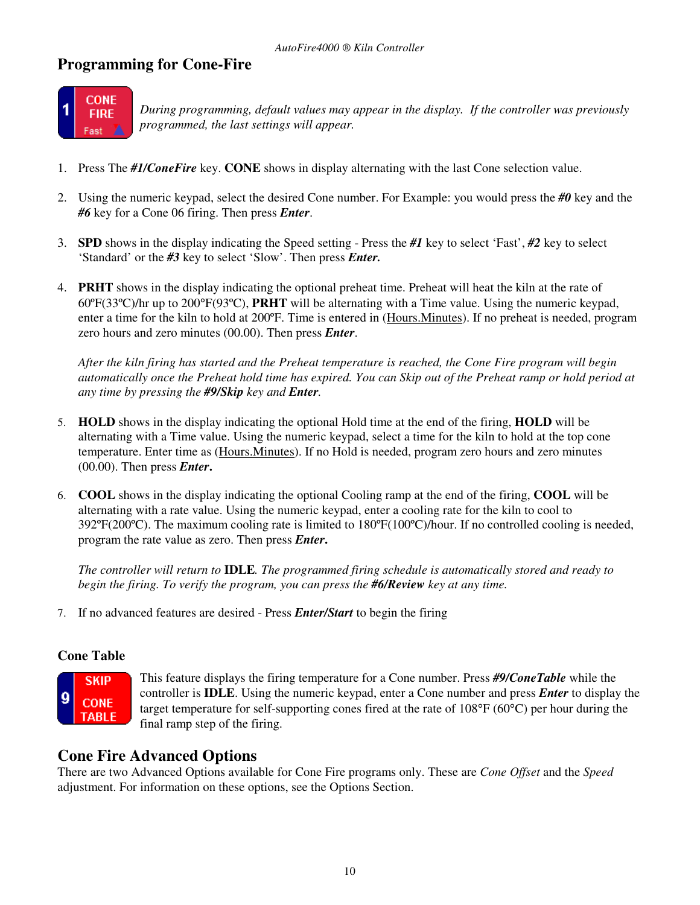## Programming for Cone-Fire

1 CONE FIRE Fast

*During programming, default values may appear in the display. If the controller was previously programmed, the last settings will appear.*

1. Press The ***#1/ConeFire*** key. **CONE** shows in display alternating with the last Cone selection value.

2. Using the numeric keypad, select the desired Cone number. For Example: you would press the ***#0*** key and the ***#6*** key for a Cone 06 firing. Then press ***Enter***.

3. **SPD** shows in the display indicating the Speed setting - Press the ***#1*** key to select 'Fast', ***#2*** key to select 'Standard' or the ***#3*** key to select 'Slow'. Then press ***Enter.***

4. **PRHT** shows in the display indicating the optional preheat time. Preheat will heat the kiln at the rate of 60ºF(33ºC)/hr up to 200ºF(93ºC), **PRHT** will be alternating with a Time value. Using the numeric keypad, enter a time for the kiln to hold at 200ºF. Time is entered in (Hours.Minutes). If no preheat is needed, program zero hours and zero minutes (00.00). Then press ***Enter***.

   *After the kiln firing has started and the Preheat temperature is reached, the Cone Fire program will begin automatically once the Preheat hold time has expired. You can Skip out of the Preheat ramp or hold period at any time by pressing the* ***#9/Skip*** *key and* ***Enter****.*

5. **HOLD** shows in the display indicating the optional Hold time at the end of the firing, **HOLD** will be alternating with a Time value. Using the numeric keypad, select a time for the kiln to hold at the top cone temperature. Enter time as (Hours.Minutes). If no Hold is needed, program zero hours and zero minutes (00.00). Then press ***Enter.***

6. **COOL** shows in the display indicating the optional Cooling ramp at the end of the firing, **COOL** will be alternating with a rate value. Using the numeric keypad, enter a cooling rate for the kiln to cool to 392ºF(200ºC). The maximum cooling rate is limited to 180ºF(100ºC)/hour. If no controlled cooling is needed, program the rate value as zero. Then press ***Enter.***

   *The controller will return to* **IDLE***. The programmed firing schedule is automatically stored and ready to begin the firing. To verify the program, you can press the* ***#6/Review*** *key at any time.*

7. If no advanced features are desired - Press ***Enter/Start*** to begin the firing

### Cone Table

9 SKIP CONE TABLE

This feature displays the firing temperature for a Cone number. Press ***#9/ConeTable*** while the controller is **IDLE**. Using the numeric keypad, enter a Cone number and press ***Enter*** to display the target temperature for self-supporting cones fired at the rate of 108°F (60°C) per hour during the final ramp step of the firing.

## Cone Fire Advanced Options

There are two Advanced Options available for Cone Fire programs only. These are *Cone Offset* and the *Speed* adjustment. For information on these options, see the Options Section.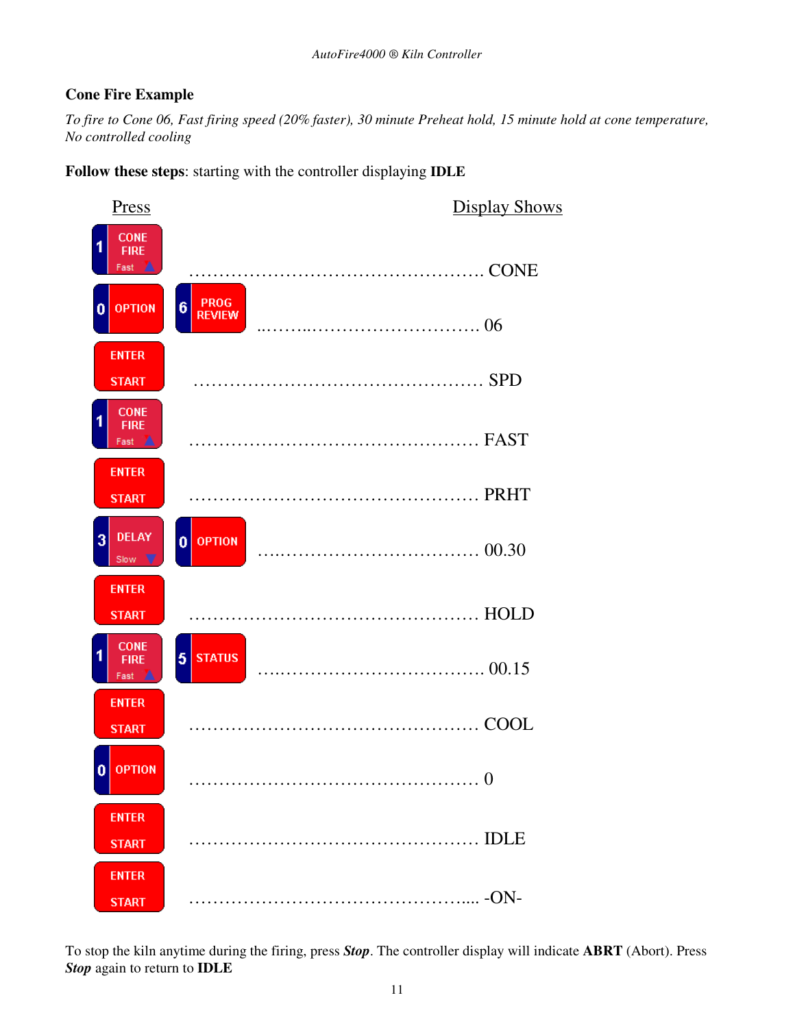## Cone Fire Example

*To fire to Cone 06, Fast firing speed (20% faster), 30 minute Preheat hold, 15 minute hold at cone temperature, No controlled cooling*

**Follow these steps**: starting with the controller displaying **IDLE**

| Press | Display Shows |
|---|---|
| 1 CONE FIRE Fast | CONE |
| 0 OPTION, 6 PROG REVIEW | 06 |
| ENTER START | SPD |
| 1 CONE FIRE Fast | FAST |
| ENTER START | PRHT |
| 3 DELAY Slow, 0 OPTION | 00.30 |
| ENTER START | HOLD |
| 1 CONE FIRE Fast, 5 STATUS | 00.15 |
| ENTER START | COOL |
| 0 OPTION | 0 |
| ENTER START | IDLE |
| ENTER START | -ON- |

To stop the kiln anytime during the firing, press ***Stop***. The controller display will indicate **ABRT** (Abort). Press ***Stop*** again to return to **IDLE**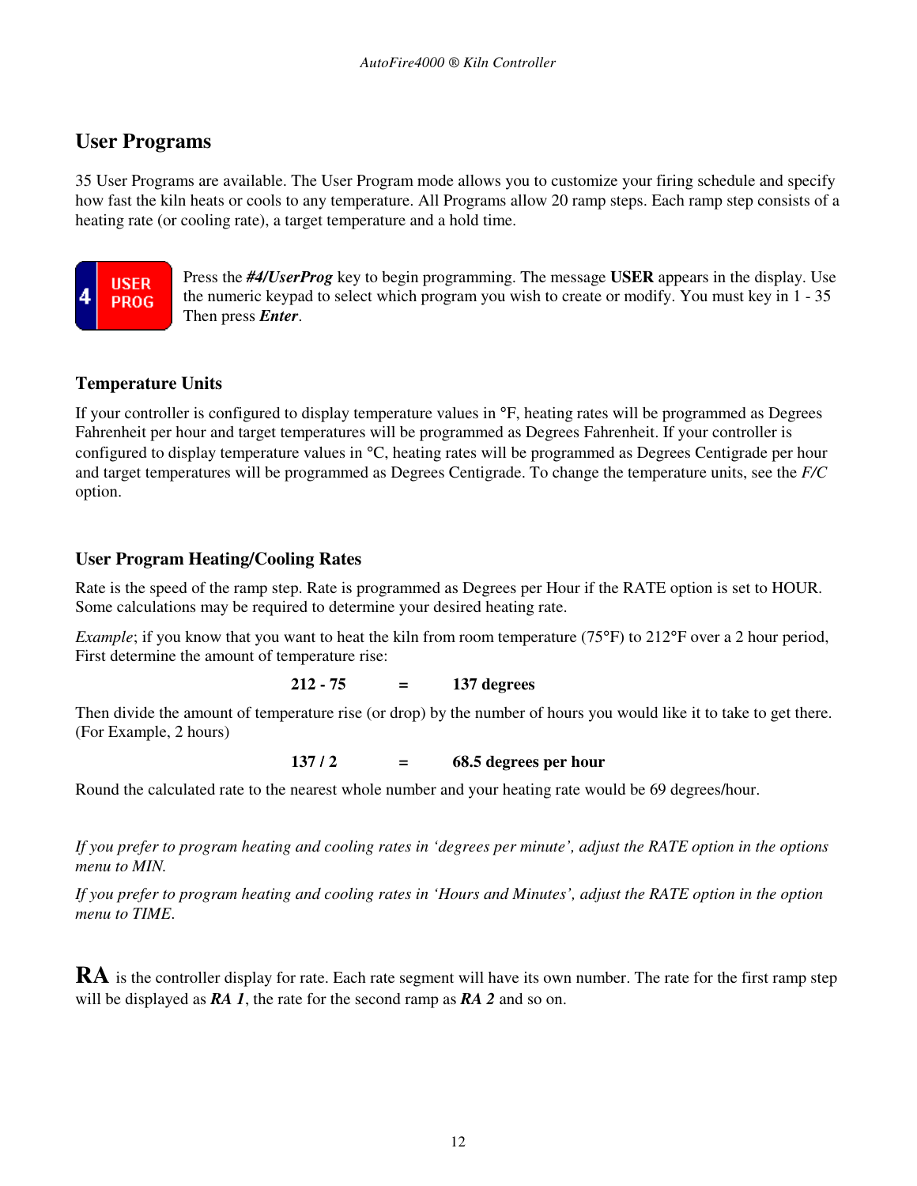## User Programs

35 User Programs are available. The User Program mode allows you to customize your firing schedule and specify how fast the kiln heats or cools to any temperature. All Programs allow 20 ramp steps. Each ramp step consists of a heating rate (or cooling rate), a target temperature and a hold time.

Press the ***#4/UserProg*** key to begin programming. The message **USER** appears in the display. Use the numeric keypad to select which program you wish to create or modify. You must key in 1 - 35 Then press ***Enter***.

### Temperature Units

If your controller is configured to display temperature values in °F, heating rates will be programmed as Degrees Fahrenheit per hour and target temperatures will be programmed as Degrees Fahrenheit. If your controller is configured to display temperature values in °C, heating rates will be programmed as Degrees Centigrade per hour and target temperatures will be programmed as Degrees Centigrade. To change the temperature units, see the *F/C* option.

### User Program Heating/Cooling Rates

Rate is the speed of the ramp step. Rate is programmed as Degrees per Hour if the RATE option is set to HOUR. Some calculations may be required to determine your desired heating rate.

*Example*; if you know that you want to heat the kiln from room temperature (75°F) to 212°F over a 2 hour period, First determine the amount of temperature rise:

**212 - 75 = 137 degrees**

Then divide the amount of temperature rise (or drop) by the number of hours you would like it to take to get there. (For Example, 2 hours)

**137 / 2 = 68.5 degrees per hour**

Round the calculated rate to the nearest whole number and your heating rate would be 69 degrees/hour.

*If you prefer to program heating and cooling rates in 'degrees per minute', adjust the RATE option in the options menu to MIN.*

*If you prefer to program heating and cooling rates in 'Hours and Minutes', adjust the RATE option in the option menu to TIME.*

**RA** is the controller display for rate. Each rate segment will have its own number. The rate for the first ramp step will be displayed as ***RA 1***, the rate for the second ramp as ***RA 2*** and so on.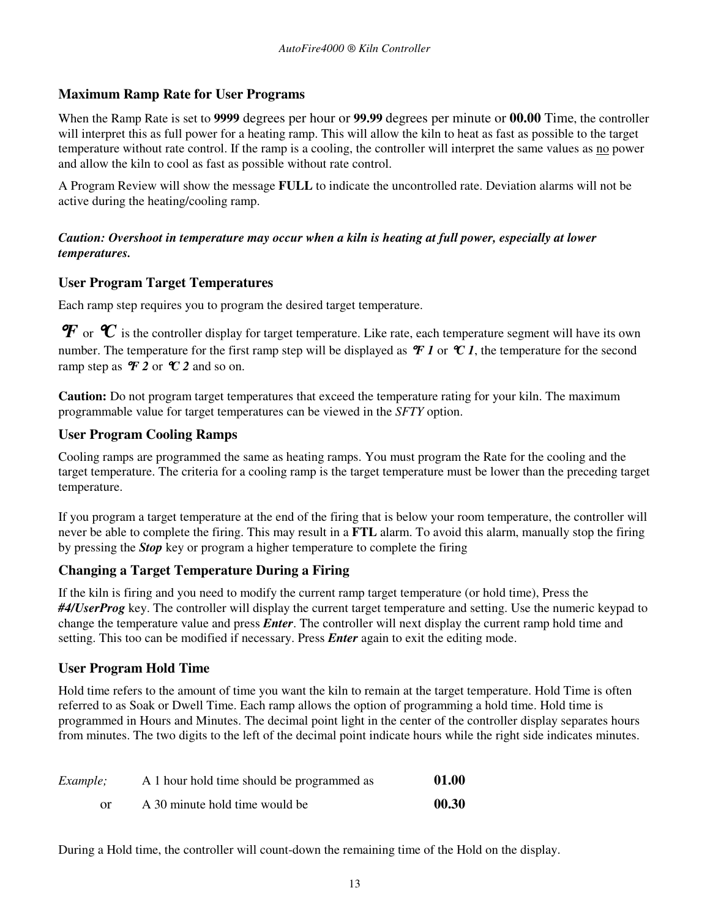## Maximum Ramp Rate for User Programs

When the Ramp Rate is set to **9999** degrees per hour or **99.99** degrees per minute or **00.00** Time, the controller will interpret this as full power for a heating ramp. This will allow the kiln to heat as fast as possible to the target temperature without rate control. If the ramp is a cooling, the controller will interpret the same values as no power and allow the kiln to cool as fast as possible without rate control.

A Program Review will show the message **FULL** to indicate the uncontrolled rate. Deviation alarms will not be active during the heating/cooling ramp.

***Caution: Overshoot in temperature may occur when a kiln is heating at full power, especially at lower temperatures.***

## User Program Target Temperatures

Each ramp step requires you to program the desired target temperature.

***°F*** or ***°C*** is the controller display for target temperature. Like rate, each temperature segment will have its own number. The temperature for the first ramp step will be displayed as ***°F 1*** or ***°C 1***, the temperature for the second ramp step as ***°F 2*** or ***°C 2*** and so on.

**Caution:** Do not program target temperatures that exceed the temperature rating for your kiln. The maximum programmable value for target temperatures can be viewed in the *SFTY* option.

## User Program Cooling Ramps

Cooling ramps are programmed the same as heating ramps. You must program the Rate for the cooling and the target temperature. The criteria for a cooling ramp is the target temperature must be lower than the preceding target temperature.

If you program a target temperature at the end of the firing that is below your room temperature, the controller will never be able to complete the firing. This may result in a **FTL** alarm. To avoid this alarm, manually stop the firing by pressing the ***Stop*** key or program a higher temperature to complete the firing

## Changing a Target Temperature During a Firing

If the kiln is firing and you need to modify the current ramp target temperature (or hold time), Press the ***#4/UserProg*** key. The controller will display the current target temperature and setting. Use the numeric keypad to change the temperature value and press ***Enter***. The controller will next display the current ramp hold time and setting. This too can be modified if necessary. Press ***Enter*** again to exit the editing mode.

## User Program Hold Time

Hold time refers to the amount of time you want the kiln to remain at the target temperature. Hold Time is often referred to as Soak or Dwell Time. Each ramp allows the option of programming a hold time. Hold time is programmed in Hours and Minutes. The decimal point light in the center of the controller display separates hours from minutes. The two digits to the left of the decimal point indicate hours while the right side indicates minutes.

| | | |
|---|---|---|
| *Example;* | A 1 hour hold time should be programmed as | **01.00** |
| or | A 30 minute hold time would be | **00.30** |

During a Hold time, the controller will count-down the remaining time of the Hold on the display.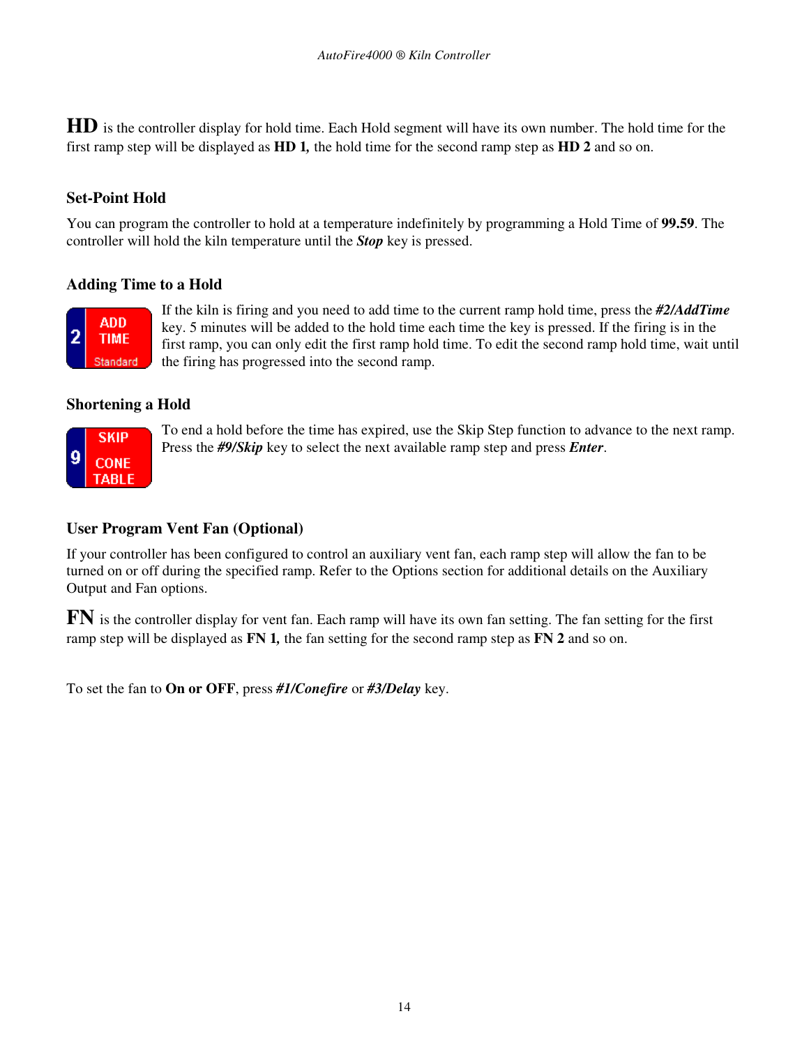**HD** is the controller display for hold time. Each Hold segment will have its own number. The hold time for the first ramp step will be displayed as **HD 1,** the hold time for the second ramp step as **HD 2** and so on.

### Set-Point Hold

You can program the controller to hold at a temperature indefinitely by programming a Hold Time of **99.59**. The controller will hold the kiln temperature until the ***Stop*** key is pressed.

### Adding Time to a Hold

If the kiln is firing and you need to add time to the current ramp hold time, press the ***#2/AddTime*** key. 5 minutes will be added to the hold time each time the key is pressed. If the firing is in the first ramp, you can only edit the first ramp hold time. To edit the second ramp hold time, wait until the firing has progressed into the second ramp.

### Shortening a Hold

To end a hold before the time has expired, use the Skip Step function to advance to the next ramp. Press the ***#9/Skip*** key to select the next available ramp step and press ***Enter***.

### User Program Vent Fan (Optional)

If your controller has been configured to control an auxiliary vent fan, each ramp step will allow the fan to be turned on or off during the specified ramp. Refer to the Options section for additional details on the Auxiliary Output and Fan options.

**FN** is the controller display for vent fan. Each ramp will have its own fan setting. The fan setting for the first ramp step will be displayed as **FN 1,** the fan setting for the second ramp step as **FN 2** and so on.

To set the fan to **On or OFF**, press ***#1/Conefire*** or ***#3/Delay*** key.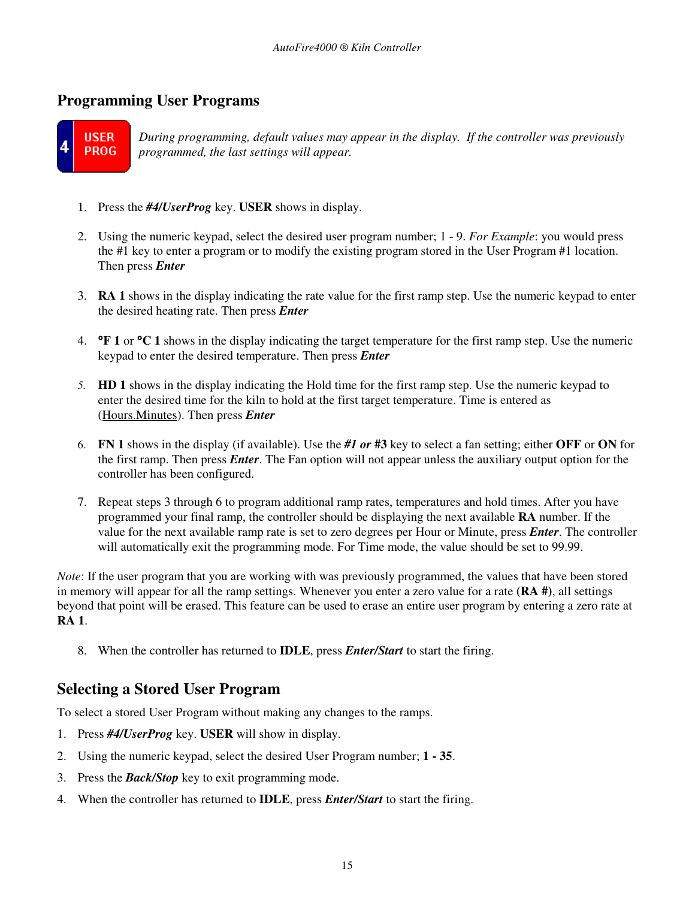## Programming User Programs

**4 USER PROG**

*During programming, default values may appear in the display. If the controller was previously programmed, the last settings will appear.*

1. Press the ***#4/UserProg*** key. **USER** shows in display.

2. Using the numeric keypad, select the desired user program number; 1 - 9. *For Example*: you would press the #1 key to enter a program or to modify the existing program stored in the User Program #1 location. Then press ***Enter***

3. **RA 1** shows in the display indicating the rate value for the first ramp step. Use the numeric keypad to enter the desired heating rate. Then press ***Enter***

4. **°F 1** or **°C 1** shows in the display indicating the target temperature for the first ramp step. Use the numeric keypad to enter the desired temperature. Then press ***Enter***

5. **HD 1** shows in the display indicating the Hold time for the first ramp step. Use the numeric keypad to enter the desired time for the kiln to hold at the first target temperature. Time is entered as (Hours.Minutes). Then press ***Enter***

6. **FN 1** shows in the display (if available). Use the ***#1 or #3*** key to select a fan setting; either **OFF** or **ON** for the first ramp. Then press ***Enter***. The Fan option will not appear unless the auxiliary output option for the controller has been configured.

7. Repeat steps 3 through 6 to program additional ramp rates, temperatures and hold times. After you have programmed your final ramp, the controller should be displaying the next available **RA** number. If the value for the next available ramp rate is set to zero degrees per Hour or Minute, press ***Enter***. The controller will automatically exit the programming mode. For Time mode, the value should be set to 99.99.

*Note*: If the user program that you are working with was previously programmed, the values that have been stored in memory will appear for all the ramp settings. Whenever you enter a zero value for a rate **(RA #)**, all settings beyond that point will be erased. This feature can be used to erase an entire user program by entering a zero rate at **RA 1**.

8. When the controller has returned to **IDLE**, press ***Enter/Start*** to start the firing.

## Selecting a Stored User Program

To select a stored User Program without making any changes to the ramps.

1. Press ***#4/UserProg*** key. **USER** will show in display.
2. Using the numeric keypad, select the desired User Program number; **1 - 35**.
3. Press the ***Back/Stop*** key to exit programming mode.
4. When the controller has returned to **IDLE**, press ***Enter/Start*** to start the firing.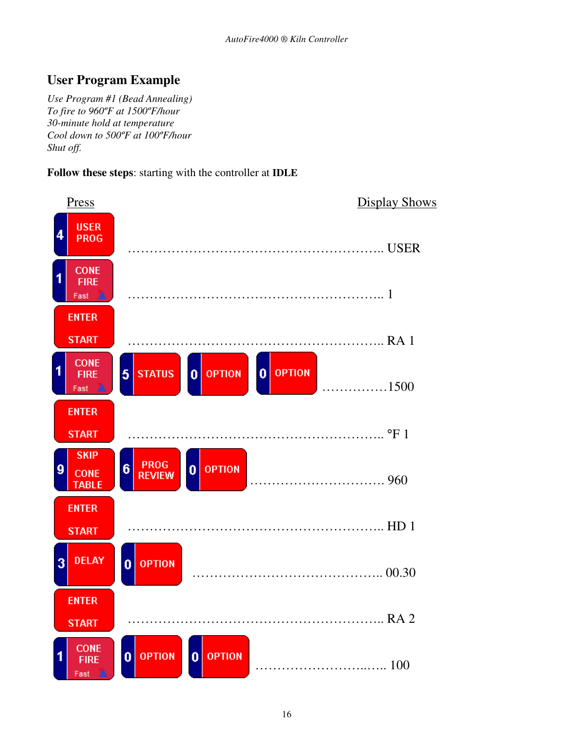## User Program Example

*Use Program #1 (Bead Annealing)*
*To fire to 960ºF at 1500ºF/hour*
*30-minute hold at temperature*
*Cool down to 500ºF at 100ºF/hour*
*Shut off.*

**Follow these steps**: starting with the controller at **IDLE**

| Press | Display Shows |
|---|---|
| 4 USER PROG | USER |
| 1 CONE FIRE Fast | 1 |
| ENTER START | RA 1 |
| 1 CONE FIRE Fast, 5 STATUS, 0 OPTION, 0 OPTION | 1500 |
| ENTER START | °F 1 |
| 9 SKIP CONE TABLE, 6 PROG REVIEW, 0 OPTION | 960 |
| ENTER START | HD 1 |
| 3 DELAY, 0 OPTION | 00.30 |
| ENTER START | RA 2 |
| 1 CONE FIRE Fast, 0 OPTION, 0 OPTION | 100 |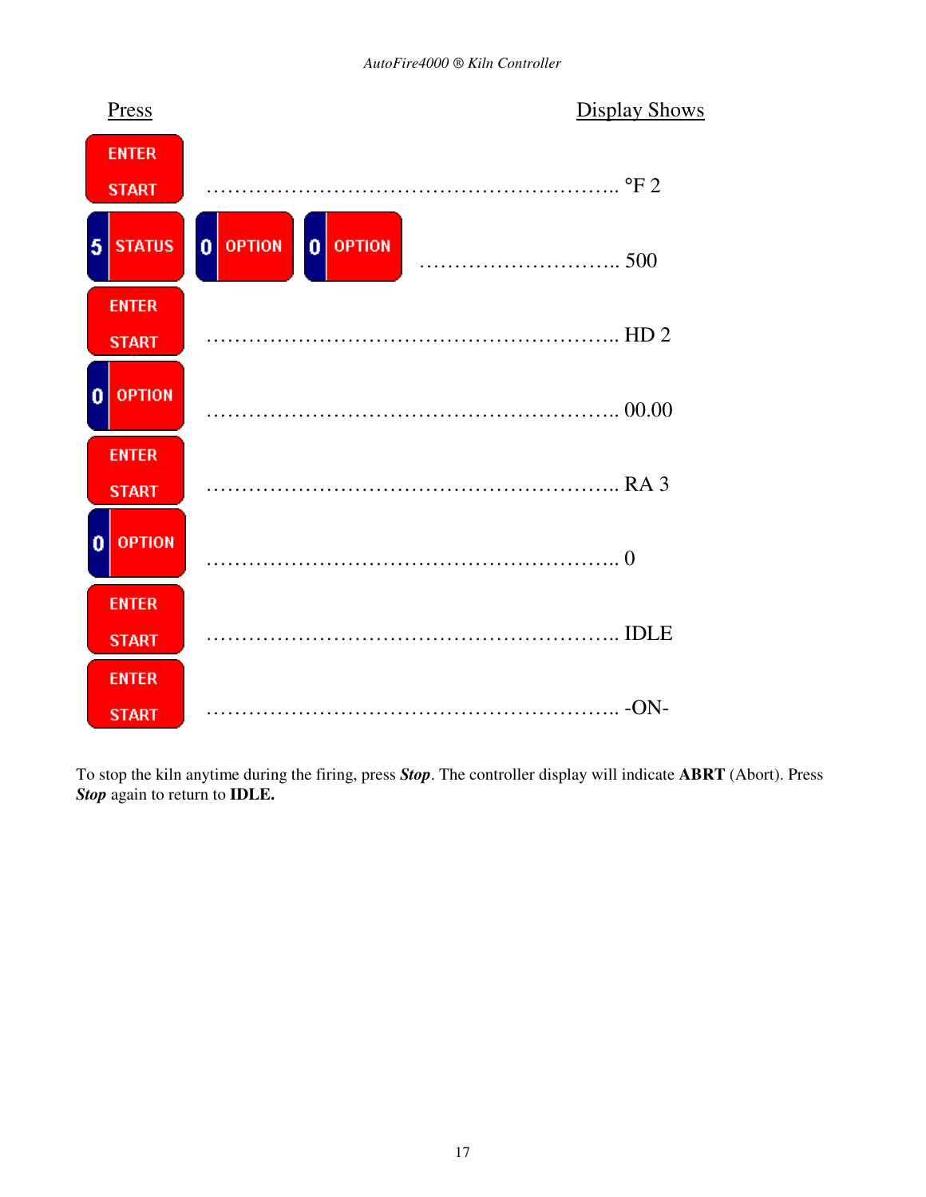| Press | Display Shows |
| --- | --- |
| ENTER START | °F 2 |
| 5 STATUS, 0 OPTION, 0 OPTION | 500 |
| ENTER START | HD 2 |
| 0 OPTION | 00.00 |
| ENTER START | RA 3 |
| 0 OPTION | 0 |
| ENTER START | IDLE |
| ENTER START | -ON- |

To stop the kiln anytime during the firing, press ***Stop***. The controller display will indicate **ABRT** (Abort). Press ***Stop*** again to return to **IDLE.**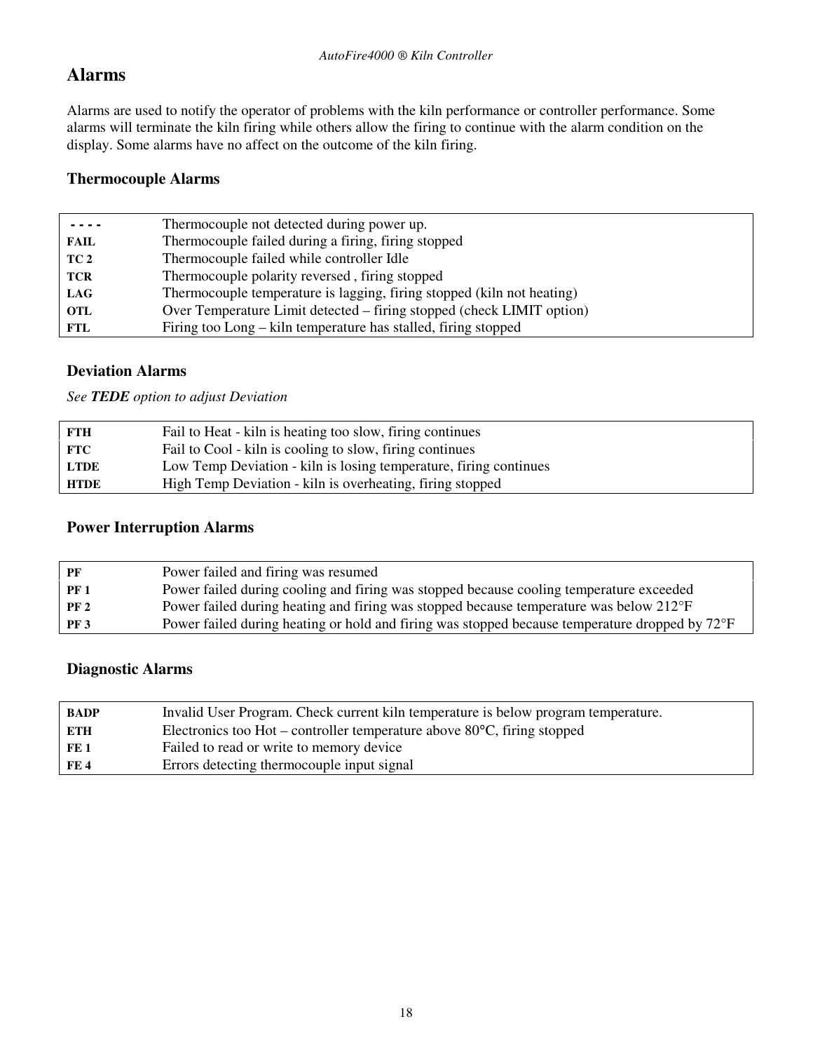# Alarms

Alarms are used to notify the operator of problems with the kiln performance or controller performance. Some alarms will terminate the kiln firing while others allow the firing to continue with the alarm condition on the display. Some alarms have no affect on the outcome of the kiln firing.

## Thermocouple Alarms

| | |
|---|---|
| **- - - -** | Thermocouple not detected during power up. |
| **FAIL** | Thermocouple failed during a firing, firing stopped |
| **TC 2** | Thermocouple failed while controller Idle |
| **TCR** | Thermocouple polarity reversed , firing stopped |
| **LAG** | Thermocouple temperature is lagging, firing stopped (kiln not heating) |
| **OTL** | Over Temperature Limit detected – firing stopped (check LIMIT option) |
| **FTL** | Firing too Long – kiln temperature has stalled, firing stopped |

## Deviation Alarms

*See **TEDE** option to adjust Deviation*

| | |
|---|---|
| **FTH** | Fail to Heat - kiln is heating too slow, firing continues |
| **FTC** | Fail to Cool - kiln is cooling to slow, firing continues |
| **LTDE** | Low Temp Deviation - kiln is losing temperature, firing continues |
| **HTDE** | High Temp Deviation - kiln is overheating, firing stopped |

## Power Interruption Alarms

| | |
|---|---|
| **PF** | Power failed and firing was resumed |
| **PF 1** | Power failed during cooling and firing was stopped because cooling temperature exceeded |
| **PF 2** | Power failed during heating and firing was stopped because temperature was below 212°F |
| **PF 3** | Power failed during heating or hold and firing was stopped because temperature dropped by 72°F |

## Diagnostic Alarms

| | |
|---|---|
| **BADP** | Invalid User Program. Check current kiln temperature is below program temperature. |
| **ETH** | Electronics too Hot – controller temperature above 80°C, firing stopped |
| **FE 1** | Failed to read or write to memory device |
| **FE 4** | Errors detecting thermocouple input signal |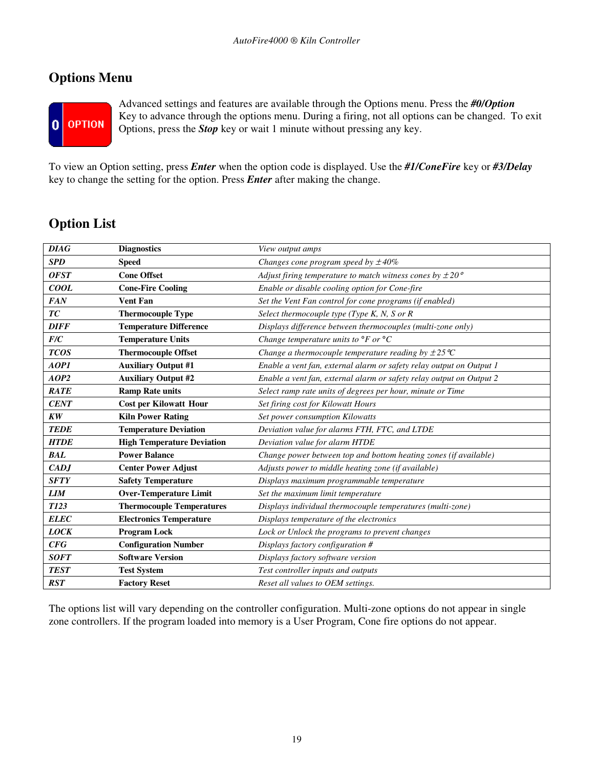## Options Menu

Advanced settings and features are available through the Options menu. Press the ***#0/Option*** Key to advance through the options menu. During a firing, not all options can be changed. To exit Options, press the ***Stop*** key or wait 1 minute without pressing any key.

To view an Option setting, press ***Enter*** when the option code is displayed. Use the ***#1/ConeFire*** key or ***#3/Delay*** key to change the setting for the option. Press ***Enter*** after making the change.

## Option List

| | | |
|---|---|---|
| ***DIAG*** | **Diagnostics** | *View output amps* |
| ***SPD*** | **Speed** | *Changes cone program speed by ±40%* |
| ***OFST*** | **Cone Offset** | *Adjust firing temperature to match witness cones by ±20°* |
| ***COOL*** | **Cone-Fire Cooling** | *Enable or disable cooling option for Cone-fire* |
| ***FAN*** | **Vent Fan** | *Set the Vent Fan control for cone programs (if enabled)* |
| ***TC*** | **Thermocouple Type** | *Select thermocouple type (Type K, N, S or R* |
| ***DIFF*** | **Temperature Difference** | *Displays difference between thermocouples (multi-zone only)* |
| ***F/C*** | **Temperature Units** | *Change temperature units to °F or °C* |
| ***TCOS*** | **Thermocouple Offset** | *Change a thermocouple temperature reading by ±25°C* |
| ***AOP1*** | **Auxiliary Output #1** | *Enable a vent fan, external alarm or safety relay output on Output 1* |
| ***AOP2*** | **Auxiliary Output #2** | *Enable a vent fan, external alarm or safety relay output on Output 2* |
| ***RATE*** | **Ramp Rate units** | *Select ramp rate units of degrees per hour, minute or Time* |
| ***CENT*** | **Cost per Kilowatt Hour** | *Set firing cost for Kilowatt Hours* |
| ***KW*** | **Kiln Power Rating** | *Set power consumption Kilowatts* |
| ***TEDE*** | **Temperature Deviation** | *Deviation value for alarms FTH, FTC, and LTDE* |
| ***HTDE*** | **High Temperature Deviation** | *Deviation value for alarm HTDE* |
| ***BAL*** | **Power Balance** | *Change power between top and bottom heating zones (if available)* |
| ***CADJ*** | **Center Power Adjust** | *Adjusts power to middle heating zone (if available)* |
| ***SFTY*** | **Safety Temperature** | *Displays maximum programmable temperature* |
| ***LIM*** | **Over-Temperature Limit** | *Set the maximum limit temperature* |
| ***T123*** | **Thermocouple Temperatures** | *Displays individual thermocouple temperatures (multi-zone)* |
| ***ELEC*** | **Electronics Temperature** | *Displays temperature of the electronics* |
| ***LOCK*** | **Program Lock** | *Lock or Unlock the programs to prevent changes* |
| ***CFG*** | **Configuration Number** | *Displays factory configuration #* |
| ***SOFT*** | **Software Version** | *Displays factory software version* |
| ***TEST*** | **Test System** | *Test controller inputs and outputs* |
| ***RST*** | **Factory Reset** | *Reset all values to OEM settings.* |

The options list will vary depending on the controller configuration. Multi-zone options do not appear in single zone controllers. If the program loaded into memory is a User Program, Cone fire options do not appear.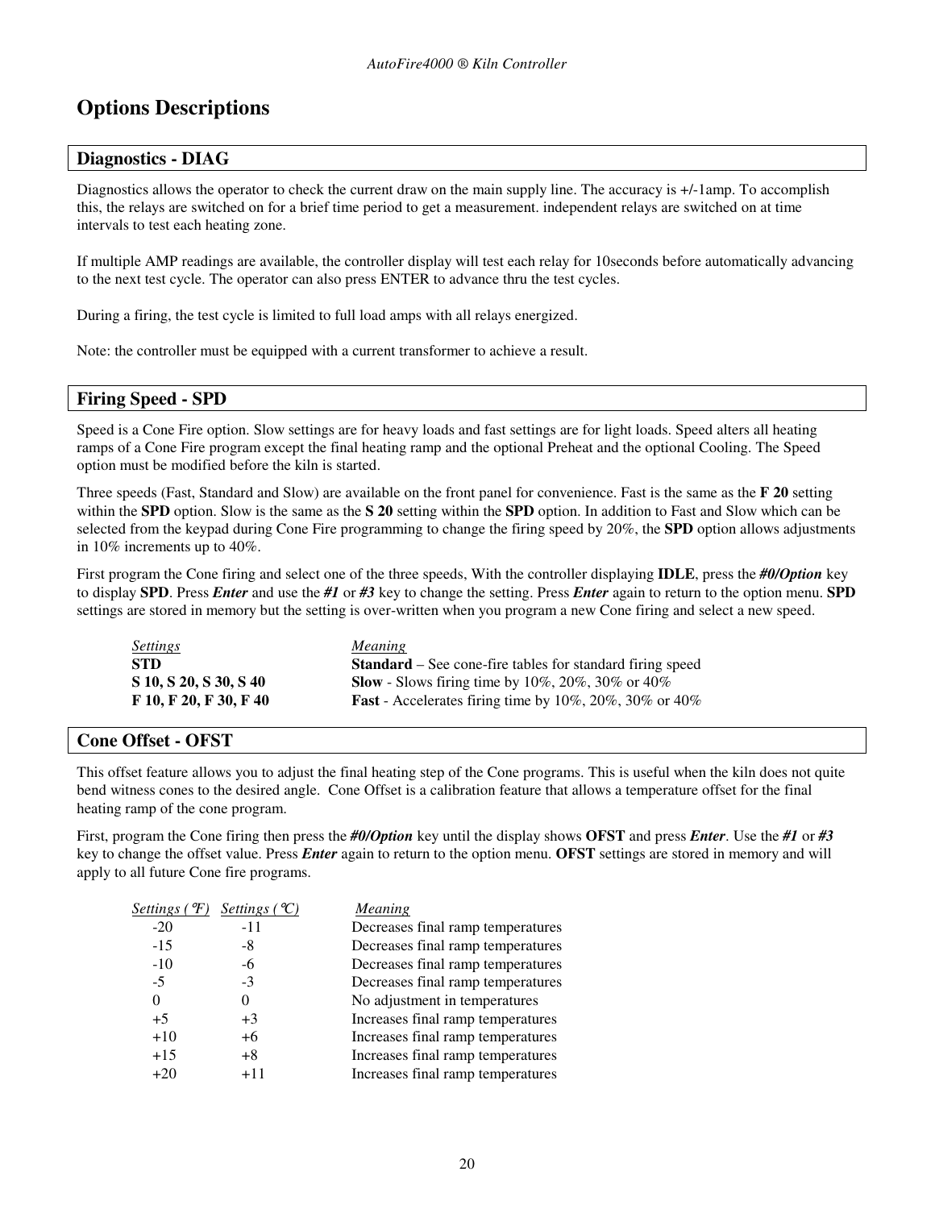# Options Descriptions

## Diagnostics - DIAG

Diagnostics allows the operator to check the current draw on the main supply line. The accuracy is +/-1amp. To accomplish this, the relays are switched on for a brief time period to get a measurement. independent relays are switched on at time intervals to test each heating zone.

If multiple AMP readings are available, the controller display will test each relay for 10seconds before automatically advancing to the next test cycle. The operator can also press ENTER to advance thru the test cycles.

During a firing, the test cycle is limited to full load amps with all relays energized.

Note: the controller must be equipped with a current transformer to achieve a result.

## Firing Speed - SPD

Speed is a Cone Fire option. Slow settings are for heavy loads and fast settings are for light loads. Speed alters all heating ramps of a Cone Fire program except the final heating ramp and the optional Preheat and the optional Cooling. The Speed option must be modified before the kiln is started.

Three speeds (Fast, Standard and Slow) are available on the front panel for convenience. Fast is the same as the **F 20** setting within the **SPD** option. Slow is the same as the **S 20** setting within the **SPD** option. In addition to Fast and Slow which can be selected from the keypad during Cone Fire programming to change the firing speed by 20%, the **SPD** option allows adjustments in 10% increments up to 40%.

First program the Cone firing and select one of the three speeds, With the controller displaying **IDLE**, press the ***#0/Option*** key to display **SPD**. Press ***Enter*** and use the ***#1*** or ***#3*** key to change the setting. Press ***Enter*** again to return to the option menu. **SPD** settings are stored in memory but the setting is over-written when you program a new Cone firing and select a new speed.

| *Settings* | *Meaning* |
|---|---|
| **STD** | **Standard** – See cone-fire tables for standard firing speed |
| **S 10, S 20, S 30, S 40** | **Slow** - Slows firing time by 10%, 20%, 30% or 40% |
| **F 10, F 20, F 30, F 40** | **Fast** - Accelerates firing time by 10%, 20%, 30% or 40% |

## Cone Offset - OFST

This offset feature allows you to adjust the final heating step of the Cone programs. This is useful when the kiln does not quite bend witness cones to the desired angle. Cone Offset is a calibration feature that allows a temperature offset for the final heating ramp of the cone program.

First, program the Cone firing then press the ***#0/Option*** key until the display shows **OFST** and press ***Enter***. Use the ***#1*** or ***#3*** key to change the offset value. Press ***Enter*** again to return to the option menu. **OFST** settings are stored in memory and will apply to all future Cone fire programs.

| *Settings (°F)* | *Settings (°C)* | *Meaning* |
|---|---|---|
| -20 | -11 | Decreases final ramp temperatures |
| -15 | -8 | Decreases final ramp temperatures |
| -10 | -6 | Decreases final ramp temperatures |
| -5 | -3 | Decreases final ramp temperatures |
| 0 | 0 | No adjustment in temperatures |
| +5 | +3 | Increases final ramp temperatures |
| +10 | +6 | Increases final ramp temperatures |
| +15 | +8 | Increases final ramp temperatures |
| +20 | +11 | Increases final ramp temperatures |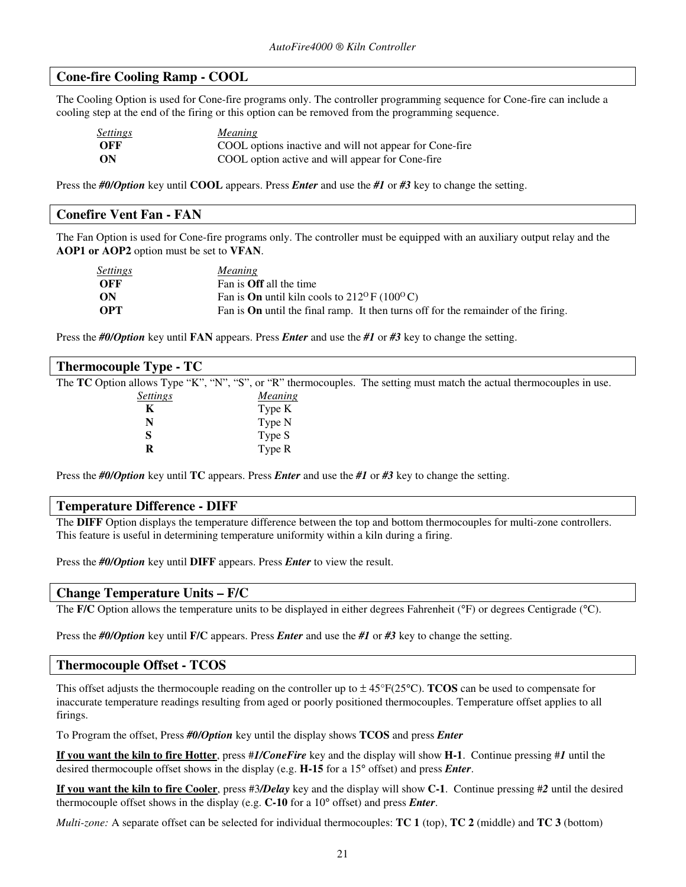## Cone-fire Cooling Ramp - COOL

The Cooling Option is used for Cone-fire programs only. The controller programming sequence for Cone-fire can include a cooling step at the end of the firing or this option can be removed from the programming sequence.

| *Settings* | *Meaning* |
|---|---|
| **OFF** | COOL options inactive and will not appear for Cone-fire |
| **ON** | COOL option active and will appear for Cone-fire |

Press the ***#0/Option*** key until **COOL** appears. Press ***Enter*** and use the ***#1*** or ***#3*** key to change the setting.

## Conefire Vent Fan - FAN

The Fan Option is used for Cone-fire programs only. The controller must be equipped with an auxiliary output relay and the **AOP1 or AOP2** option must be set to **VFAN**.

| *Settings* | *Meaning* |
|---|---|
| **OFF** | Fan is **Off** all the time |
| **ON** | Fan is **On** until kiln cools to 212°F (100°C) |
| **OPT** | Fan is **On** until the final ramp. It then turns off for the remainder of the firing. |

Press the ***#0/Option*** key until **FAN** appears. Press ***Enter*** and use the ***#1*** or ***#3*** key to change the setting.

## Thermocouple Type - TC

The **TC** Option allows Type "K", "N", "S", or "R" thermocouples. The setting must match the actual thermocouples in use.

| *Settings* | *Meaning* |
|---|---|
| **K** | Type K |
| **N** | Type N |
| **S** | Type S |
| **R** | Type R |

Press the ***#0/Option*** key until **TC** appears. Press ***Enter*** and use the ***#1*** or ***#3*** key to change the setting.

## Temperature Difference - DIFF

The **DIFF** Option displays the temperature difference between the top and bottom thermocouples for multi-zone controllers. This feature is useful in determining temperature uniformity within a kiln during a firing.

Press the ***#0/Option*** key until **DIFF** appears. Press ***Enter*** to view the result.

## Change Temperature Units – F/C

The **F/C** Option allows the temperature units to be displayed in either degrees Fahrenheit (°F) or degrees Centigrade (°C).

Press the ***#0/Option*** key until **F/C** appears. Press ***Enter*** and use the ***#1*** or ***#3*** key to change the setting.

## Thermocouple Offset - TCOS

This offset adjusts the thermocouple reading on the controller up to ± 45°F(25°C). **TCOS** can be used to compensate for inaccurate temperature readings resulting from aged or poorly positioned thermocouples. Temperature offset applies to all firings.

To Program the offset, Press ***#0/Option*** key until the display shows **TCOS** and press ***Enter***

**<u>If you want the kiln to fire Hotter</u>**, press #***1/ConeFire*** key and the display will show **H-1**. Continue pressing #***1*** until the desired thermocouple offset shows in the display (e.g. **H-15** for a 15° offset) and press ***Enter***.

**<u>If you want the kiln to fire Cooler</u>**, press #3***/Delay*** key and the display will show **C-1**. Continue pressing #***2*** until the desired thermocouple offset shows in the display (e.g. **C-10** for a 10° offset) and press ***Enter***.

*Multi-zone:* A separate offset can be selected for individual thermocouples: **TC 1** (top), **TC 2** (middle) and **TC 3** (bottom)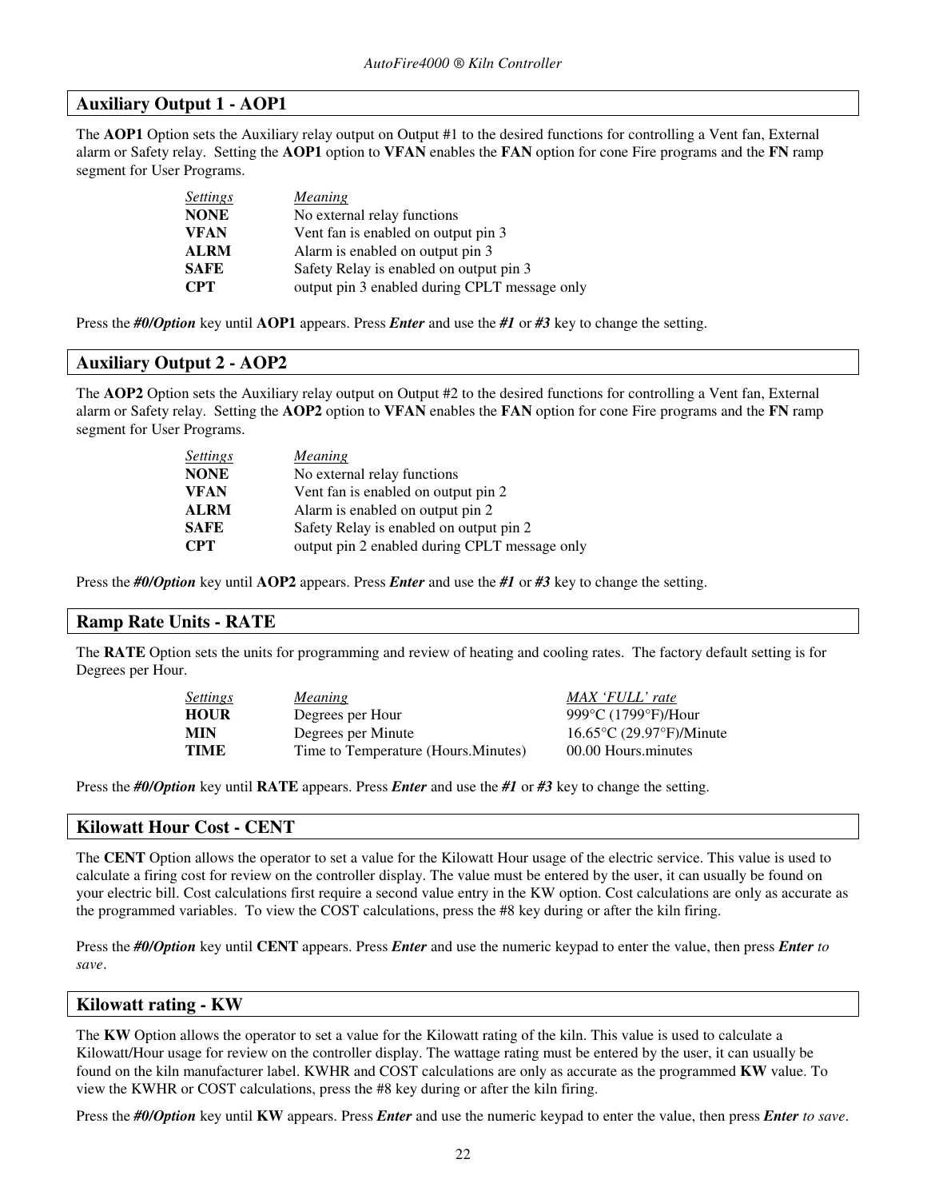## Auxiliary Output 1 - AOP1

The **AOP1** Option sets the Auxiliary relay output on Output #1 to the desired functions for controlling a Vent fan, External alarm or Safety relay. Setting the **AOP1** option to **VFAN** enables the **FAN** option for cone Fire programs and the **FN** ramp segment for User Programs.

| *Settings* | *Meaning* |
|---|---|
| **NONE** | No external relay functions |
| **VFAN** | Vent fan is enabled on output pin 3 |
| **ALRM** | Alarm is enabled on output pin 3 |
| **SAFE** | Safety Relay is enabled on output pin 3 |
| **CPT** | output pin 3 enabled during CPLT message only |

Press the ***#0/Option*** key until **AOP1** appears. Press ***Enter*** and use the ***#1*** or ***#3*** key to change the setting.

## Auxiliary Output 2 - AOP2

The **AOP2** Option sets the Auxiliary relay output on Output #2 to the desired functions for controlling a Vent fan, External alarm or Safety relay. Setting the **AOP2** option to **VFAN** enables the **FAN** option for cone Fire programs and the **FN** ramp segment for User Programs.

| *Settings* | *Meaning* |
|---|---|
| **NONE** | No external relay functions |
| **VFAN** | Vent fan is enabled on output pin 2 |
| **ALRM** | Alarm is enabled on output pin 2 |
| **SAFE** | Safety Relay is enabled on output pin 2 |
| **CPT** | output pin 2 enabled during CPLT message only |

Press the ***#0/Option*** key until **AOP2** appears. Press ***Enter*** and use the ***#1*** or ***#3*** key to change the setting.

## Ramp Rate Units - RATE

The **RATE** Option sets the units for programming and review of heating and cooling rates. The factory default setting is for Degrees per Hour.

| *Settings* | *Meaning* | *MAX 'FULL' rate* |
|---|---|---|
| **HOUR** | Degrees per Hour | 999°C (1799°F)/Hour |
| **MIN** | Degrees per Minute | 16.65°C (29.97°F)/Minute |
| **TIME** | Time to Temperature (Hours.Minutes) | 00.00 Hours.minutes |

Press the ***#0/Option*** key until **RATE** appears. Press ***Enter*** and use the ***#1*** or ***#3*** key to change the setting.

## Kilowatt Hour Cost - CENT

The **CENT** Option allows the operator to set a value for the Kilowatt Hour usage of the electric service. This value is used to calculate a firing cost for review on the controller display. The value must be entered by the user, it can usually be found on your electric bill. Cost calculations first require a second value entry in the KW option. Cost calculations are only as accurate as the programmed variables. To view the COST calculations, press the #8 key during or after the kiln firing.

Press the ***#0/Option*** key until **CENT** appears. Press ***Enter*** and use the numeric keypad to enter the value, then press ***Enter*** *to save*.

## Kilowatt rating - KW

The **KW** Option allows the operator to set a value for the Kilowatt rating of the kiln. This value is used to calculate a Kilowatt/Hour usage for review on the controller display. The wattage rating must be entered by the user, it can usually be found on the kiln manufacturer label. KWHR and COST calculations are only as accurate as the programmed **KW** value. To view the KWHR or COST calculations, press the #8 key during or after the kiln firing.

Press the ***#0/Option*** key until **KW** appears. Press ***Enter*** and use the numeric keypad to enter the value, then press ***Enter*** *to save*.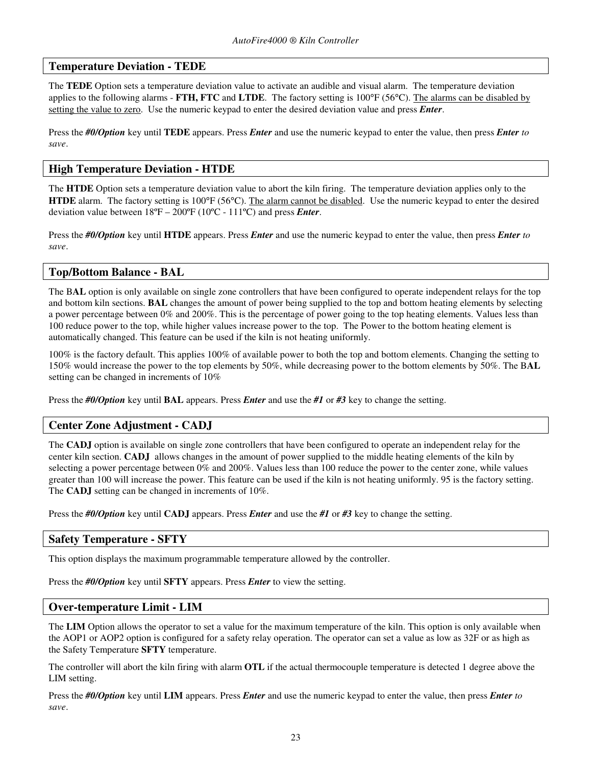## Temperature Deviation - TEDE

The **TEDE** Option sets a temperature deviation value to activate an audible and visual alarm. The temperature deviation applies to the following alarms - **FTH, FTC** and **LTDE**. The factory setting is 100°F (56°C). The alarms can be disabled by setting the value to zero. Use the numeric keypad to enter the desired deviation value and press ***Enter***.

Press the ***#0/Option*** key until **TEDE** appears. Press ***Enter*** and use the numeric keypad to enter the value, then press ***Enter*** *to save*.

## High Temperature Deviation - HTDE

The **HTDE** Option sets a temperature deviation value to abort the kiln firing. The temperature deviation applies only to the **HTDE** alarm. The factory setting is 100°F (56°C). The alarm cannot be disabled. Use the numeric keypad to enter the desired deviation value between 18ºF – 200ºF (10ºC - 111ºC) and press ***Enter***.

Press the ***#0/Option*** key until **HTDE** appears. Press ***Enter*** and use the numeric keypad to enter the value, then press ***Enter*** *to save*.

## Top/Bottom Balance - BAL

The B**AL** option is only available on single zone controllers that have been configured to operate independent relays for the top and bottom kiln sections. **BAL** changes the amount of power being supplied to the top and bottom heating elements by selecting a power percentage between 0% and 200%. This is the percentage of power going to the top heating elements. Values less than 100 reduce power to the top, while higher values increase power to the top. The Power to the bottom heating element is automatically changed. This feature can be used if the kiln is not heating uniformly.

100% is the factory default. This applies 100% of available power to both the top and bottom elements. Changing the setting to 150% would increase the power to the top elements by 50%, while decreasing power to the bottom elements by 50%. The B**AL** setting can be changed in increments of 10%

Press the ***#0/Option*** key until **BAL** appears. Press ***Enter*** and use the ***#1*** or ***#3*** key to change the setting.

## Center Zone Adjustment - CADJ

The **CADJ** option is available on single zone controllers that have been configured to operate an independent relay for the center kiln section. **CADJ** allows changes in the amount of power supplied to the middle heating elements of the kiln by selecting a power percentage between 0% and 200%. Values less than 100 reduce the power to the center zone, while values greater than 100 will increase the power. This feature can be used if the kiln is not heating uniformly. 95 is the factory setting. The **CADJ** setting can be changed in increments of 10%.

Press the ***#0/Option*** key until **CADJ** appears. Press ***Enter*** and use the ***#1*** or ***#3*** key to change the setting.

## Safety Temperature - SFTY

This option displays the maximum programmable temperature allowed by the controller.

Press the ***#0/Option*** key until **SFTY** appears. Press ***Enter*** to view the setting.

## Over-temperature Limit - LIM

The **LIM** Option allows the operator to set a value for the maximum temperature of the kiln. This option is only available when the AOP1 or AOP2 option is configured for a safety relay operation. The operator can set a value as low as 32F or as high as the Safety Temperature **SFTY** temperature.

The controller will abort the kiln firing with alarm **OTL** if the actual thermocouple temperature is detected 1 degree above the LIM setting.

Press the ***#0/Option*** key until **LIM** appears. Press ***Enter*** and use the numeric keypad to enter the value, then press ***Enter*** *to save*.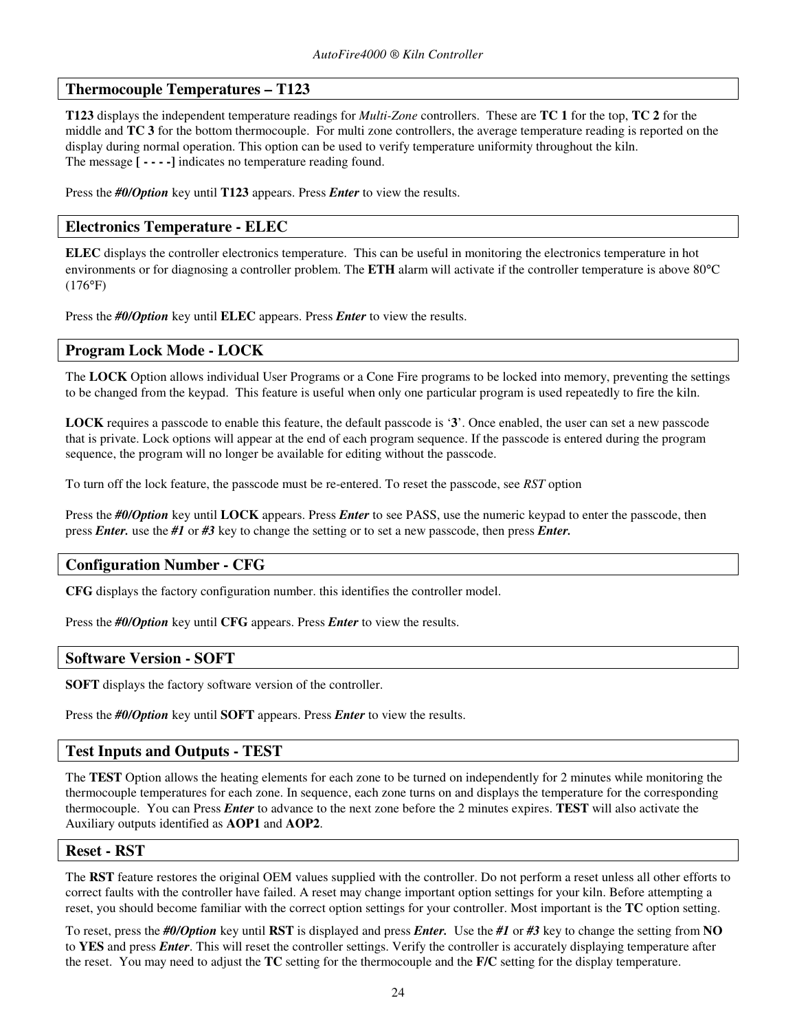## Thermocouple Temperatures – T123

**T123** displays the independent temperature readings for *Multi-Zone* controllers. These are **TC 1** for the top, **TC 2** for the middle and **TC 3** for the bottom thermocouple. For multi zone controllers, the average temperature reading is reported on the display during normal operation. This option can be used to verify temperature uniformity throughout the kiln.
The message **[ - - - -]** indicates no temperature reading found.

Press the ***#0/Option*** key until **T123** appears. Press ***Enter*** to view the results.

## Electronics Temperature - ELEC

**ELEC** displays the controller electronics temperature. This can be useful in monitoring the electronics temperature in hot environments or for diagnosing a controller problem. The **ETH** alarm will activate if the controller temperature is above 80°C (176°F)

Press the ***#0/Option*** key until **ELEC** appears. Press ***Enter*** to view the results.

## Program Lock Mode - LOCK

The **LOCK** Option allows individual User Programs or a Cone Fire programs to be locked into memory, preventing the settings to be changed from the keypad. This feature is useful when only one particular program is used repeatedly to fire the kiln.

**LOCK** requires a passcode to enable this feature, the default passcode is '**3**'. Once enabled, the user can set a new passcode that is private. Lock options will appear at the end of each program sequence. If the passcode is entered during the program sequence, the program will no longer be available for editing without the passcode.

To turn off the lock feature, the passcode must be re-entered. To reset the passcode, see *RST* option

Press the ***#0/Option*** key until **LOCK** appears. Press ***Enter*** to see PASS, use the numeric keypad to enter the passcode, then press ***Enter.*** use the ***#1*** or ***#3*** key to change the setting or to set a new passcode, then press ***Enter.***

## Configuration Number - CFG

**CFG** displays the factory configuration number. this identifies the controller model.

Press the ***#0/Option*** key until **CFG** appears. Press ***Enter*** to view the results.

## Software Version - SOFT

**SOFT** displays the factory software version of the controller.

Press the ***#0/Option*** key until **SOFT** appears. Press ***Enter*** to view the results.

## Test Inputs and Outputs - TEST

The **TEST** Option allows the heating elements for each zone to be turned on independently for 2 minutes while monitoring the thermocouple temperatures for each zone. In sequence, each zone turns on and displays the temperature for the corresponding thermocouple. You can Press ***Enter*** to advance to the next zone before the 2 minutes expires. **TEST** will also activate the Auxiliary outputs identified as **AOP1** and **AOP2**.

## Reset - RST

The **RST** feature restores the original OEM values supplied with the controller. Do not perform a reset unless all other efforts to correct faults with the controller have failed. A reset may change important option settings for your kiln. Before attempting a reset, you should become familiar with the correct option settings for your controller. Most important is the **TC** option setting.

To reset, press the ***#0/Option*** key until **RST** is displayed and press ***Enter.*** Use the ***#1*** or ***#3*** key to change the setting from **NO** to **YES** and press ***Enter***. This will reset the controller settings. Verify the controller is accurately displaying temperature after the reset. You may need to adjust the **TC** setting for the thermocouple and the **F/C** setting for the display temperature.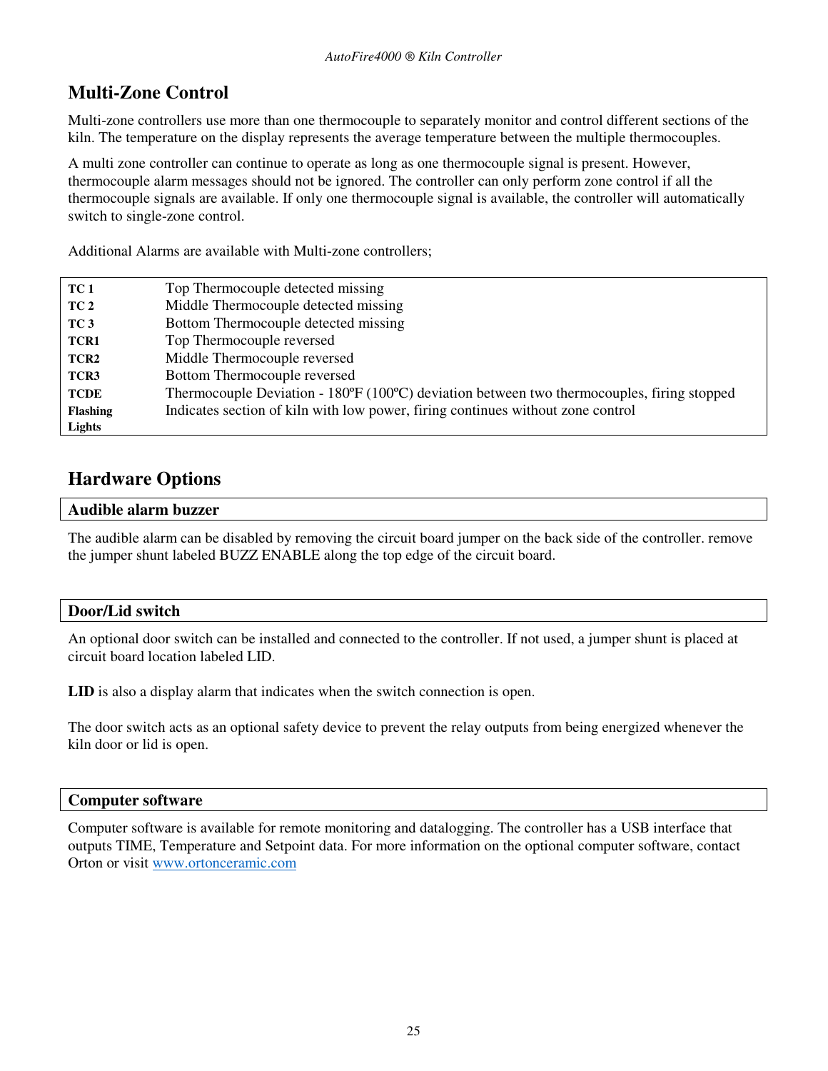## Multi-Zone Control

Multi-zone controllers use more than one thermocouple to separately monitor and control different sections of the kiln. The temperature on the display represents the average temperature between the multiple thermocouples.

A multi zone controller can continue to operate as long as one thermocouple signal is present. However, thermocouple alarm messages should not be ignored. The controller can only perform zone control if all the thermocouple signals are available. If only one thermocouple signal is available, the controller will automatically switch to single-zone control.

Additional Alarms are available with Multi-zone controllers;

| | |
|---|---|
| **TC 1** | Top Thermocouple detected missing |
| **TC 2** | Middle Thermocouple detected missing |
| **TC 3** | Bottom Thermocouple detected missing |
| **TCR1** | Top Thermocouple reversed |
| **TCR2** | Middle Thermocouple reversed |
| **TCR3** | Bottom Thermocouple reversed |
| **TCDE** | Thermocouple Deviation - 180ºF (100ºC) deviation between two thermocouples, firing stopped |
| **Flashing Lights** | Indicates section of kiln with low power, firing continues without zone control |

## Hardware Options

### Audible alarm buzzer

The audible alarm can be disabled by removing the circuit board jumper on the back side of the controller. remove the jumper shunt labeled BUZZ ENABLE along the top edge of the circuit board.

### Door/Lid switch

An optional door switch can be installed and connected to the controller. If not used, a jumper shunt is placed at circuit board location labeled LID.

**LID** is also a display alarm that indicates when the switch connection is open.

The door switch acts as an optional safety device to prevent the relay outputs from being energized whenever the kiln door or lid is open.

### Computer software

Computer software is available for remote monitoring and datalogging. The controller has a USB interface that outputs TIME, Temperature and Setpoint data. For more information on the optional computer software, contact Orton or visit [www.ortonceramic.com](http://www.ortonceramic.com)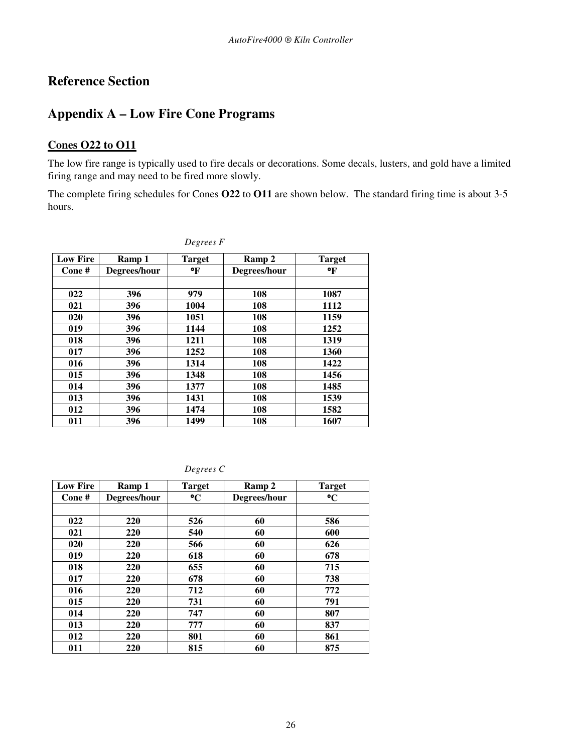# Reference Section

## Appendix A – Low Fire Cone Programs

### Cones O22 to O11

The low fire range is typically used to fire decals or decorations. Some decals, lusters, and gold have a limited firing range and may need to be fired more slowly.

The complete firing schedules for Cones **O22** to **O11** are shown below. The standard firing time is about 3-5 hours.

*Degrees F*

| Low Fire Cone # | Ramp 1 Degrees/hour | Target °F | Ramp 2 Degrees/hour | Target °F |
|---|---|---|---|---|
| | | | | |
| 022 | 396 | 979 | 108 | 1087 |
| 021 | 396 | 1004 | 108 | 1112 |
| 020 | 396 | 1051 | 108 | 1159 |
| 019 | 396 | 1144 | 108 | 1252 |
| 018 | 396 | 1211 | 108 | 1319 |
| 017 | 396 | 1252 | 108 | 1360 |
| 016 | 396 | 1314 | 108 | 1422 |
| 015 | 396 | 1348 | 108 | 1456 |
| 014 | 396 | 1377 | 108 | 1485 |
| 013 | 396 | 1431 | 108 | 1539 |
| 012 | 396 | 1474 | 108 | 1582 |
| 011 | 396 | 1499 | 108 | 1607 |

*Degrees C*

| Low Fire Cone # | Ramp 1 Degrees/hour | Target °C | Ramp 2 Degrees/hour | Target °C |
|---|---|---|---|---|
| | | | | |
| 022 | 220 | 526 | 60 | 586 |
| 021 | 220 | 540 | 60 | 600 |
| 020 | 220 | 566 | 60 | 626 |
| 019 | 220 | 618 | 60 | 678 |
| 018 | 220 | 655 | 60 | 715 |
| 017 | 220 | 678 | 60 | 738 |
| 016 | 220 | 712 | 60 | 772 |
| 015 | 220 | 731 | 60 | 791 |
| 014 | 220 | 747 | 60 | 807 |
| 013 | 220 | 777 | 60 | 837 |
| 012 | 220 | 801 | 60 | 861 |
| 011 | 220 | 815 | 60 | 875 |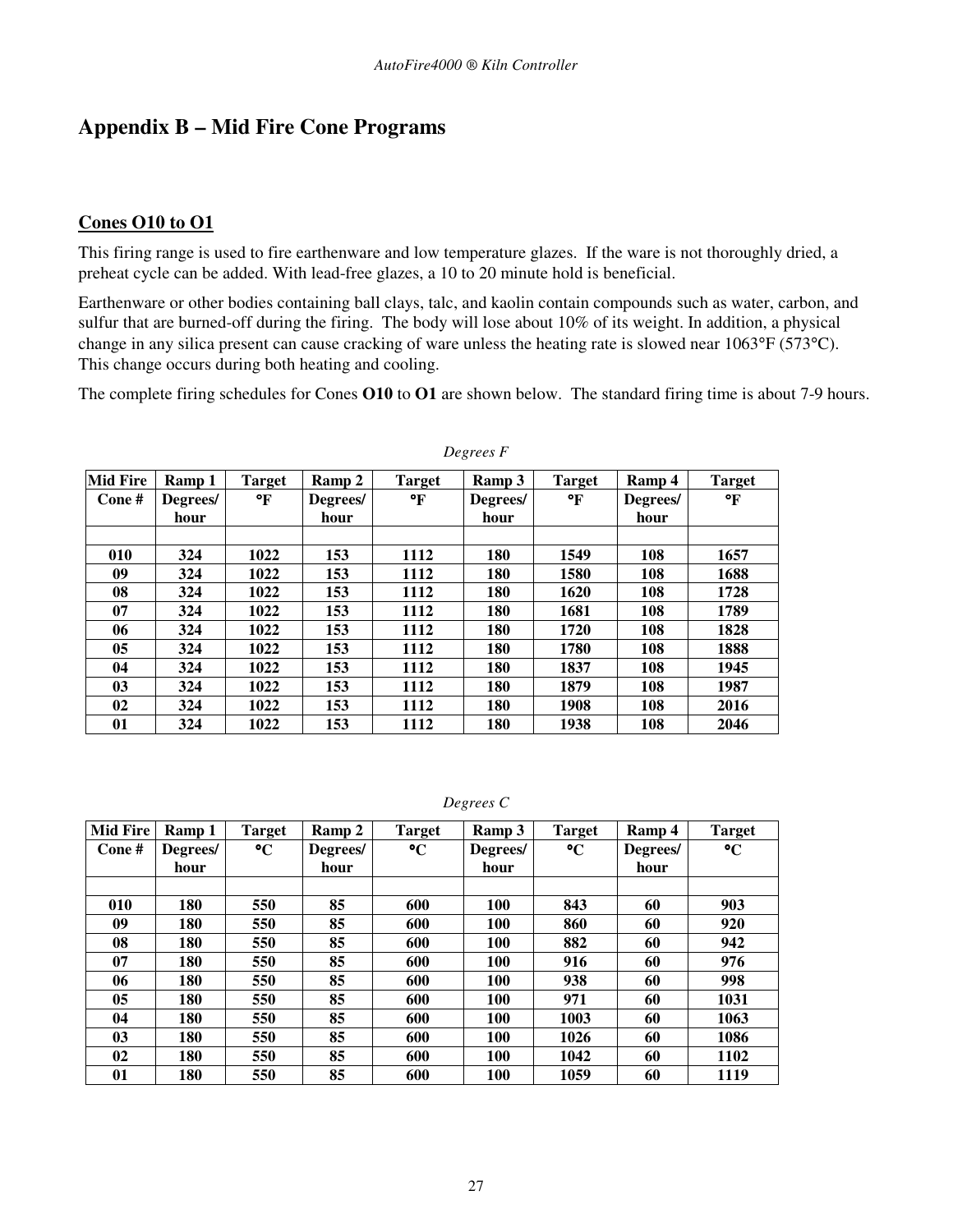# Appendix B – Mid Fire Cone Programs

## Cones O10 to O1

This firing range is used to fire earthenware and low temperature glazes. If the ware is not thoroughly dried, a preheat cycle can be added. With lead-free glazes, a 10 to 20 minute hold is beneficial.

Earthenware or other bodies containing ball clays, talc, and kaolin contain compounds such as water, carbon, and sulfur that are burned-off during the firing. The body will lose about 10% of its weight. In addition, a physical change in any silica present can cause cracking of ware unless the heating rate is slowed near 1063°F (573°C). This change occurs during both heating and cooling.

The complete firing schedules for Cones **O10** to **O1** are shown below. The standard firing time is about 7-9 hours.

*Degrees F*

| Mid Fire Cone # | Ramp 1 Degrees/ hour | Target °F | Ramp 2 Degrees/ hour | Target °F | Ramp 3 Degrees/ hour | Target °F | Ramp 4 Degrees/ hour | Target °F |
|---|---|---|---|---|---|---|---|---|
| | | | | | | | | |
| 010 | 324 | 1022 | 153 | 1112 | 180 | 1549 | 108 | 1657 |
| 09 | 324 | 1022 | 153 | 1112 | 180 | 1580 | 108 | 1688 |
| 08 | 324 | 1022 | 153 | 1112 | 180 | 1620 | 108 | 1728 |
| 07 | 324 | 1022 | 153 | 1112 | 180 | 1681 | 108 | 1789 |
| 06 | 324 | 1022 | 153 | 1112 | 180 | 1720 | 108 | 1828 |
| 05 | 324 | 1022 | 153 | 1112 | 180 | 1780 | 108 | 1888 |
| 04 | 324 | 1022 | 153 | 1112 | 180 | 1837 | 108 | 1945 |
| 03 | 324 | 1022 | 153 | 1112 | 180 | 1879 | 108 | 1987 |
| 02 | 324 | 1022 | 153 | 1112 | 180 | 1908 | 108 | 2016 |
| 01 | 324 | 1022 | 153 | 1112 | 180 | 1938 | 108 | 2046 |

*Degrees C*

| Mid Fire Cone # | Ramp 1 Degrees/ hour | Target °C | Ramp 2 Degrees/ hour | Target °C | Ramp 3 Degrees/ hour | Target °C | Ramp 4 Degrees/ hour | Target °C |
|---|---|---|---|---|---|---|---|---|
| | | | | | | | | |
| 010 | 180 | 550 | 85 | 600 | 100 | 843 | 60 | 903 |
| 09 | 180 | 550 | 85 | 600 | 100 | 860 | 60 | 920 |
| 08 | 180 | 550 | 85 | 600 | 100 | 882 | 60 | 942 |
| 07 | 180 | 550 | 85 | 600 | 100 | 916 | 60 | 976 |
| 06 | 180 | 550 | 85 | 600 | 100 | 938 | 60 | 998 |
| 05 | 180 | 550 | 85 | 600 | 100 | 971 | 60 | 1031 |
| 04 | 180 | 550 | 85 | 600 | 100 | 1003 | 60 | 1063 |
| 03 | 180 | 550 | 85 | 600 | 100 | 1026 | 60 | 1086 |
| 02 | 180 | 550 | 85 | 600 | 100 | 1042 | 60 | 1102 |
| 01 | 180 | 550 | 85 | 600 | 100 | 1059 | 60 | 1119 |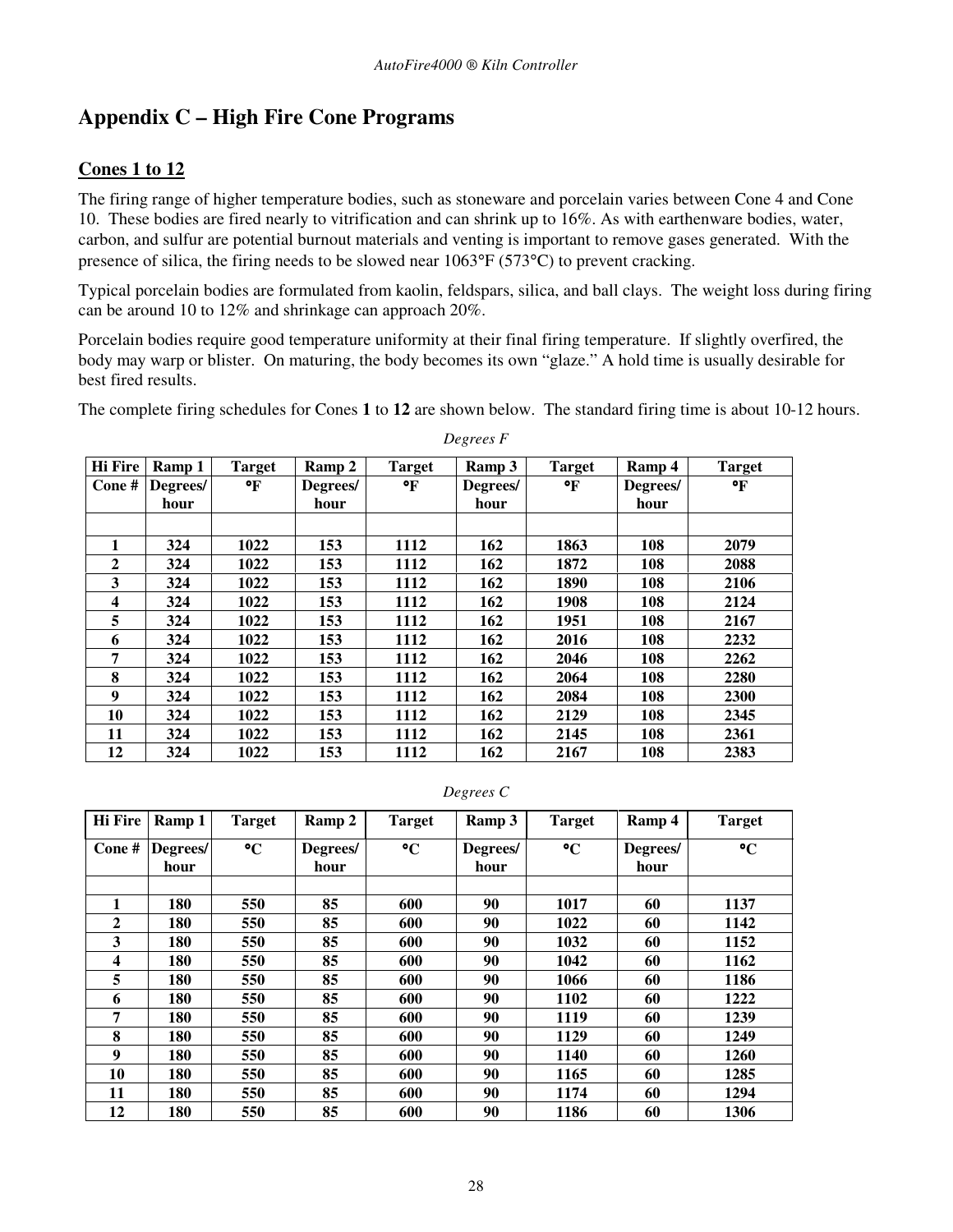# Appendix C – High Fire Cone Programs

## Cones 1 to 12

The firing range of higher temperature bodies, such as stoneware and porcelain varies between Cone 4 and Cone 10. These bodies are fired nearly to vitrification and can shrink up to 16%. As with earthenware bodies, water, carbon, and sulfur are potential burnout materials and venting is important to remove gases generated. With the presence of silica, the firing needs to be slowed near 1063°F (573°C) to prevent cracking.

Typical porcelain bodies are formulated from kaolin, feldspars, silica, and ball clays. The weight loss during firing can be around 10 to 12% and shrinkage can approach 20%.

Porcelain bodies require good temperature uniformity at their final firing temperature. If slightly overfired, the body may warp or blister. On maturing, the body becomes its own "glaze." A hold time is usually desirable for best fired results.

The complete firing schedules for Cones **1** to **12** are shown below. The standard firing time is about 10-12 hours.

*Degrees F*

| Hi Fire | Ramp 1 | Target | Ramp 2 | Target | Ramp 3 | Target | Ramp 4 | Target |
|---|---|---|---|---|---|---|---|---|
| Cone # | Degrees/ hour | °F | Degrees/ hour | °F | Degrees/ hour | °F | Degrees/ hour | °F |
| | | | | | | | | |
| 1 | 324 | 1022 | 153 | 1112 | 162 | 1863 | 108 | 2079 |
| 2 | 324 | 1022 | 153 | 1112 | 162 | 1872 | 108 | 2088 |
| 3 | 324 | 1022 | 153 | 1112 | 162 | 1890 | 108 | 2106 |
| 4 | 324 | 1022 | 153 | 1112 | 162 | 1908 | 108 | 2124 |
| 5 | 324 | 1022 | 153 | 1112 | 162 | 1951 | 108 | 2167 |
| 6 | 324 | 1022 | 153 | 1112 | 162 | 2016 | 108 | 2232 |
| 7 | 324 | 1022 | 153 | 1112 | 162 | 2046 | 108 | 2262 |
| 8 | 324 | 1022 | 153 | 1112 | 162 | 2064 | 108 | 2280 |
| 9 | 324 | 1022 | 153 | 1112 | 162 | 2084 | 108 | 2300 |
| 10 | 324 | 1022 | 153 | 1112 | 162 | 2129 | 108 | 2345 |
| 11 | 324 | 1022 | 153 | 1112 | 162 | 2145 | 108 | 2361 |
| 12 | 324 | 1022 | 153 | 1112 | 162 | 2167 | 108 | 2383 |

*Degrees C*

| Hi Fire | Ramp 1 | Target | Ramp 2 | Target | Ramp 3 | Target | Ramp 4 | Target |
|---|---|---|---|---|---|---|---|---|
| Cone # | Degrees/ hour | °C | Degrees/ hour | °C | Degrees/ hour | °C | Degrees/ hour | °C |
| | | | | | | | | |
| 1 | 180 | 550 | 85 | 600 | 90 | 1017 | 60 | 1137 |
| 2 | 180 | 550 | 85 | 600 | 90 | 1022 | 60 | 1142 |
| 3 | 180 | 550 | 85 | 600 | 90 | 1032 | 60 | 1152 |
| 4 | 180 | 550 | 85 | 600 | 90 | 1042 | 60 | 1162 |
| 5 | 180 | 550 | 85 | 600 | 90 | 1066 | 60 | 1186 |
| 6 | 180 | 550 | 85 | 600 | 90 | 1102 | 60 | 1222 |
| 7 | 180 | 550 | 85 | 600 | 90 | 1119 | 60 | 1239 |
| 8 | 180 | 550 | 85 | 600 | 90 | 1129 | 60 | 1249 |
| 9 | 180 | 550 | 85 | 600 | 90 | 1140 | 60 | 1260 |
| 10 | 180 | 550 | 85 | 600 | 90 | 1165 | 60 | 1285 |
| 11 | 180 | 550 | 85 | 600 | 90 | 1174 | 60 | 1294 |
| 12 | 180 | 550 | 85 | 600 | 90 | 1186 | 60 | 1306 |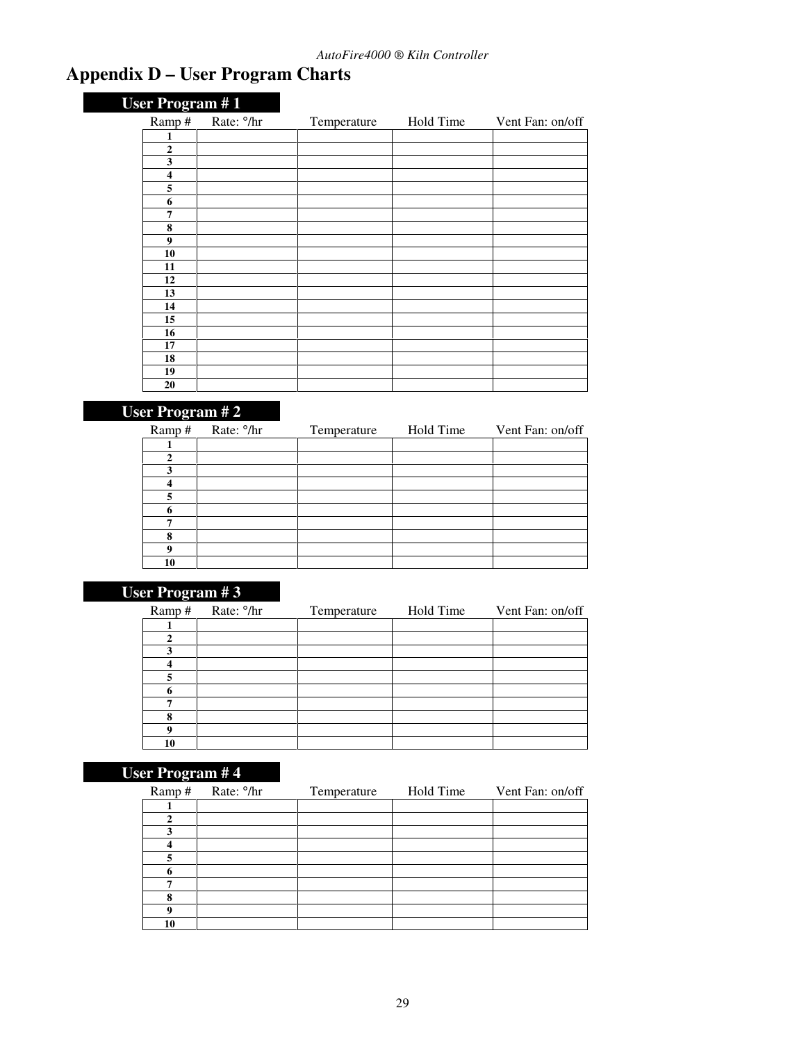# Appendix D – User Program Charts

## User Program # 1

| Ramp # | Rate: °/hr | Temperature | Hold Time | Vent Fan: on/off |
|---|---|---|---|---|
| 1 | | | | |
| 2 | | | | |
| 3 | | | | |
| 4 | | | | |
| 5 | | | | |
| 6 | | | | |
| 7 | | | | |
| 8 | | | | |
| 9 | | | | |
| 10 | | | | |
| 11 | | | | |
| 12 | | | | |
| 13 | | | | |
| 14 | | | | |
| 15 | | | | |
| 16 | | | | |
| 17 | | | | |
| 18 | | | | |
| 19 | | | | |
| 20 | | | | |

## User Program # 2

| Ramp # | Rate: °/hr | Temperature | Hold Time | Vent Fan: on/off |
|---|---|---|---|---|
| 1 | | | | |
| 2 | | | | |
| 3 | | | | |
| 4 | | | | |
| 5 | | | | |
| 6 | | | | |
| 7 | | | | |
| 8 | | | | |
| 9 | | | | |
| 10 | | | | |

## User Program # 3

| Ramp # | Rate: °/hr | Temperature | Hold Time | Vent Fan: on/off |
|---|---|---|---|---|
| 1 | | | | |
| 2 | | | | |
| 3 | | | | |
| 4 | | | | |
| 5 | | | | |
| 6 | | | | |
| 7 | | | | |
| 8 | | | | |
| 9 | | | | |
| 10 | | | | |

## User Program # 4

| Ramp # | Rate: °/hr | Temperature | Hold Time | Vent Fan: on/off |
|---|---|---|---|---|
| 1 | | | | |
| 2 | | | | |
| 3 | | | | |
| 4 | | | | |
| 5 | | | | |
| 6 | | | | |
| 7 | | | | |
| 8 | | | | |
| 9 | | | | |
| 10 | | | | |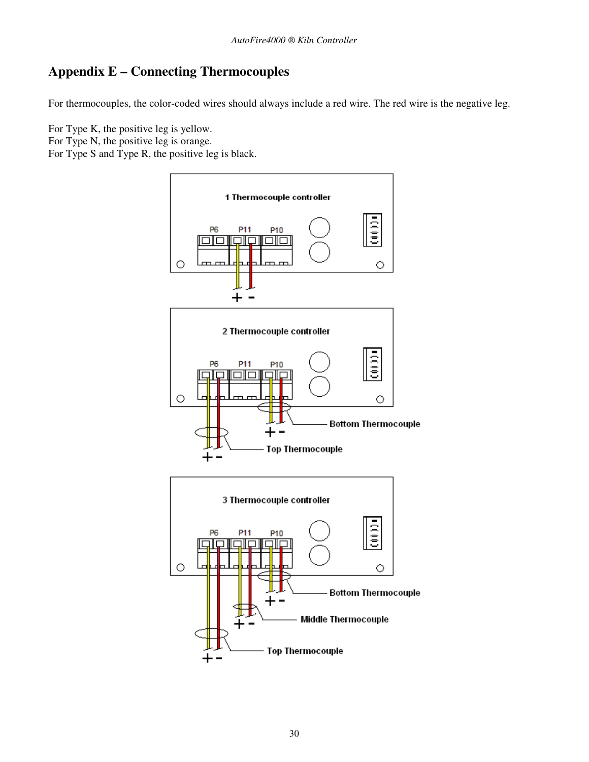## Appendix E – Connecting Thermocouples

For thermocouples, the color-coded wires should always include a red wire. The red wire is the negative leg.

For Type K, the positive leg is yellow.
For Type N, the positive leg is orange.
For Type S and Type R, the positive leg is black.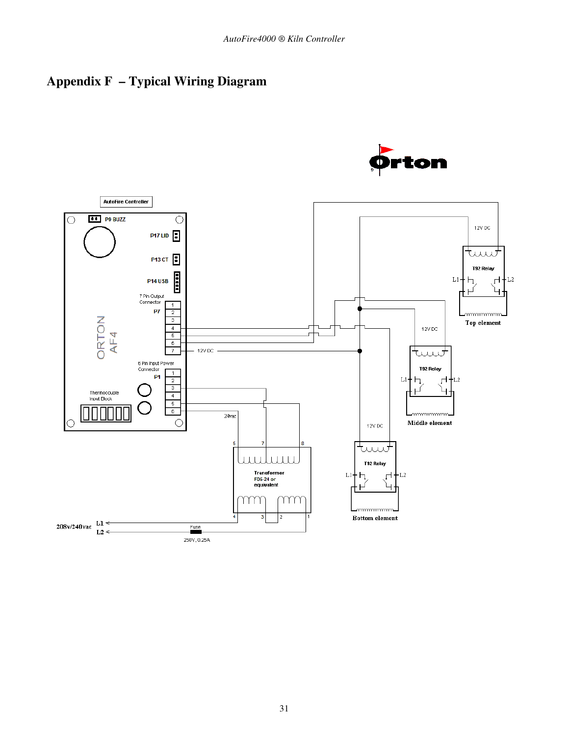# Appendix F – Typical Wiring Diagram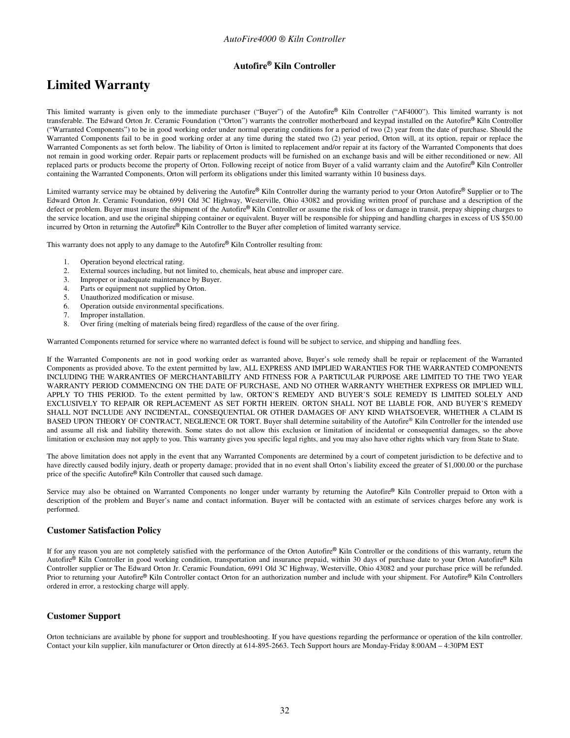**Autofire® Kiln Controller**

# Limited Warranty

This limited warranty is given only to the immediate purchaser ("Buyer") of the Autofire® Kiln Controller ("AF4000"). This limited warranty is not transferable. The Edward Orton Jr. Ceramic Foundation ("Orton") warrants the controller motherboard and keypad installed on the Autofire® Kiln Controller ("Warranted Components") to be in good working order under normal operating conditions for a period of two (2) year from the date of purchase. Should the Warranted Components fail to be in good working order at any time during the stated two (2) year period, Orton will, at its option, repair or replace the Warranted Components as set forth below. The liability of Orton is limited to replacement and/or repair at its factory of the Warranted Components that does not remain in good working order. Repair parts or replacement products will be furnished on an exchange basis and will be either reconditioned or new. All replaced parts or products become the property of Orton. Following receipt of notice from Buyer of a valid warranty claim and the Autofire® Kiln Controller containing the Warranted Components, Orton will perform its obligations under this limited warranty within 10 business days.

Limited warranty service may be obtained by delivering the Autofire® Kiln Controller during the warranty period to your Orton Autofire® Supplier or to The Edward Orton Jr. Ceramic Foundation, 6991 Old 3C Highway, Westerville, Ohio 43082 and providing written proof of purchase and a description of the defect or problem. Buyer must insure the shipment of the Autofire® Kiln Controller or assume the risk of loss or damage in transit, prepay shipping charges to the service location, and use the original shipping container or equivalent. Buyer will be responsible for shipping and handling charges in excess of US $50.00 incurred by Orton in returning the Autofire® Kiln Controller to the Buyer after completion of limited warranty service.

This warranty does not apply to any damage to the Autofire® Kiln Controller resulting from:

1. Operation beyond electrical rating.
2. External sources including, but not limited to, chemicals, heat abuse and improper care.
3. Improper or inadequate maintenance by Buyer.
4. Parts or equipment not supplied by Orton.
5. Unauthorized modification or misuse.
6. Operation outside environmental specifications.
7. Improper installation.
8. Over firing (melting of materials being fired) regardless of the cause of the over firing.

Warranted Components returned for service where no warranted defect is found will be subject to service, and shipping and handling fees.

If the Warranted Components are not in good working order as warranted above, Buyer's sole remedy shall be repair or replacement of the Warranted Components as provided above. To the extent permitted by law, ALL EXPRESS AND IMPLIED WARANTIES FOR THE WARRANTED COMPONENTS INCLUDING THE WARRANTIES OF MERCHANTABILITY AND FITNESS FOR A PARTICULAR PURPOSE ARE LIMITED TO THE TWO YEAR WARRANTY PERIOD COMMENCING ON THE DATE OF PURCHASE, AND NO OTHER WARRANTY WHETHER EXPRESS OR IMPLIED WILL APPLY TO THIS PERIOD. To the extent permitted by law, ORTON'S REMEDY AND BUYER'S SOLE REMEDY IS LIMITED SOLELY AND EXCLUSIVELY TO REPAIR OR REPLACEMENT AS SET FORTH HEREIN. ORTON SHALL NOT BE LIABLE FOR, AND BUYER'S REMEDY SHALL NOT INCLUDE ANY INCIDENTAL, CONSEQUENTIAL OR OTHER DAMAGES OF ANY KIND WHATSOEVER, WHETHER A CLAIM IS BASED UPON THEORY OF CONTRACT, NEGLIENCE OR TORT. Buyer shall determine suitability of the Autofire® Kiln Controller for the intended use and assume all risk and liability therewith. Some states do not allow this exclusion or limitation of incidental or consequential damages, so the above limitation or exclusion may not apply to you. This warranty gives you specific legal rights, and you may also have other rights which vary from State to State.

The above limitation does not apply in the event that any Warranted Components are determined by a court of competent jurisdiction to be defective and to have directly caused bodily injury, death or property damage; provided that in no event shall Orton's liability exceed the greater of $1,000.00 or the purchase price of the specific Autofire® Kiln Controller that caused such damage.

Service may also be obtained on Warranted Components no longer under warranty by returning the Autofire® Kiln Controller prepaid to Orton with a description of the problem and Buyer's name and contact information. Buyer will be contacted with an estimate of services charges before any work is performed.

### Customer Satisfaction Policy

If for any reason you are not completely satisfied with the performance of the Orton Autofire® Kiln Controller or the conditions of this warranty, return the Autofire® Kiln Controller in good working condition, transportation and insurance prepaid, within 30 days of purchase date to your Orton Autofire® Kiln Controller supplier or The Edward Orton Jr. Ceramic Foundation, 6991 Old 3C Highway, Westerville, Ohio 43082 and your purchase price will be refunded. Prior to returning your Autofire® Kiln Controller contact Orton for an authorization number and include with your shipment. For Autofire® Kiln Controllers ordered in error, a restocking charge will apply.

### Customer Support

Orton technicians are available by phone for support and troubleshooting. If you have questions regarding the performance or operation of the kiln controller. Contact your kiln supplier, kiln manufacturer or Orton directly at 614-895-2663. Tech Support hours are Monday-Friday 8:00AM – 4:30PM EST